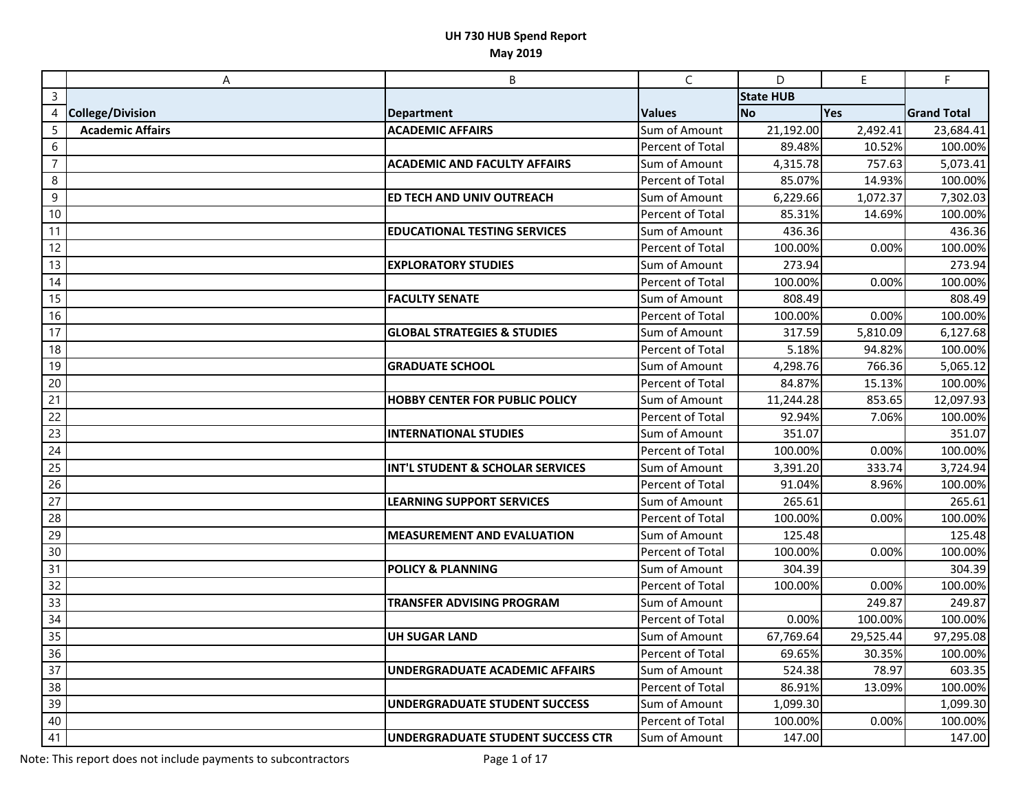# UH 730 HUB Spend Report

## May 2019

| | A | B | C | D | E | F |
|---|---|---|---|---|---|---|
| 3 | | | | State HUB | | |
| 4 | College/Division | Department | Values | No | Yes | Grand Total |
| 5 | **Academic Affairs** | **ACADEMIC AFFAIRS** | Sum of Amount | 21,192.00 | 2,492.41 | 23,684.41 |
| 6 | | | Percent of Total | 89.48% | 10.52% | 100.00% |
| 7 | | **ACADEMIC AND FACULTY AFFAIRS** | Sum of Amount | 4,315.78 | 757.63 | 5,073.41 |
| 8 | | | Percent of Total | 85.07% | 14.93% | 100.00% |
| 9 | | **ED TECH AND UNIV OUTREACH** | Sum of Amount | 6,229.66 | 1,072.37 | 7,302.03 |
| 10 | | | Percent of Total | 85.31% | 14.69% | 100.00% |
| 11 | | **EDUCATIONAL TESTING SERVICES** | Sum of Amount | 436.36 | | 436.36 |
| 12 | | | Percent of Total | 100.00% | 0.00% | 100.00% |
| 13 | | **EXPLORATORY STUDIES** | Sum of Amount | 273.94 | | 273.94 |
| 14 | | | Percent of Total | 100.00% | 0.00% | 100.00% |
| 15 | | **FACULTY SENATE** | Sum of Amount | 808.49 | | 808.49 |
| 16 | | | Percent of Total | 100.00% | 0.00% | 100.00% |
| 17 | | **GLOBAL STRATEGIES & STUDIES** | Sum of Amount | 317.59 | 5,810.09 | 6,127.68 |
| 18 | | | Percent of Total | 5.18% | 94.82% | 100.00% |
| 19 | | **GRADUATE SCHOOL** | Sum of Amount | 4,298.76 | 766.36 | 5,065.12 |
| 20 | | | Percent of Total | 84.87% | 15.13% | 100.00% |
| 21 | | **HOBBY CENTER FOR PUBLIC POLICY** | Sum of Amount | 11,244.28 | 853.65 | 12,097.93 |
| 22 | | | Percent of Total | 92.94% | 7.06% | 100.00% |
| 23 | | **INTERNATIONAL STUDIES** | Sum of Amount | 351.07 | | 351.07 |
| 24 | | | Percent of Total | 100.00% | 0.00% | 100.00% |
| 25 | | **INT'L STUDENT & SCHOLAR SERVICES** | Sum of Amount | 3,391.20 | 333.74 | 3,724.94 |
| 26 | | | Percent of Total | 91.04% | 8.96% | 100.00% |
| 27 | | **LEARNING SUPPORT SERVICES** | Sum of Amount | 265.61 | | 265.61 |
| 28 | | | Percent of Total | 100.00% | 0.00% | 100.00% |
| 29 | | **MEASUREMENT AND EVALUATION** | Sum of Amount | 125.48 | | 125.48 |
| 30 | | | Percent of Total | 100.00% | 0.00% | 100.00% |
| 31 | | **POLICY & PLANNING** | Sum of Amount | 304.39 | | 304.39 |
| 32 | | | Percent of Total | 100.00% | 0.00% | 100.00% |
| 33 | | **TRANSFER ADVISING PROGRAM** | Sum of Amount | | 249.87 | 249.87 |
| 34 | | | Percent of Total | 0.00% | 100.00% | 100.00% |
| 35 | | **UH SUGAR LAND** | Sum of Amount | 67,769.64 | 29,525.44 | 97,295.08 |
| 36 | | | Percent of Total | 69.65% | 30.35% | 100.00% |
| 37 | | **UNDERGRADUATE ACADEMIC AFFAIRS** | Sum of Amount | 524.38 | 78.97 | 603.35 |
| 38 | | | Percent of Total | 86.91% | 13.09% | 100.00% |
| 39 | | **UNDERGRADUATE STUDENT SUCCESS** | Sum of Amount | 1,099.30 | | 1,099.30 |
| 40 | | | Percent of Total | 100.00% | 0.00% | 100.00% |
| 41 | | **UNDERGRADUATE STUDENT SUCCESS CTR** | Sum of Amount | 147.00 | | 147.00 |

Note: This report does not include payments to subcontractors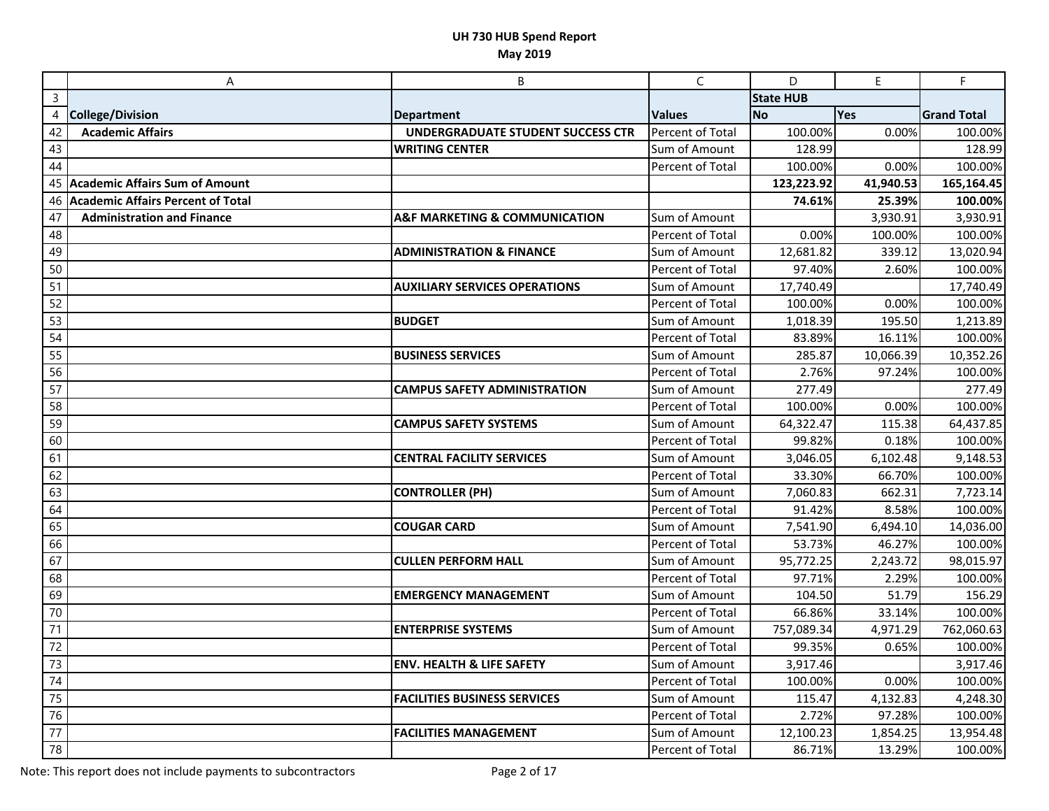# UH 730 HUB Spend Report

## May 2019

| | A | B | C | D | E | F |
|---|---|---|---|---|---|---|
| 3 | | | | State HUB | | |
| 4 | College/Division | Department | Values | No | Yes | Grand Total |
| 42 | **Academic Affairs** | **UNDERGRADUATE STUDENT SUCCESS CTR** | Percent of Total | 100.00% | 0.00% | 100.00% |
| 43 | | **WRITING CENTER** | Sum of Amount | 128.99 | | 128.99 |
| 44 | | | Percent of Total | 100.00% | 0.00% | 100.00% |
| 45 | **Academic Affairs Sum of Amount** | | | **123,223.92** | **41,940.53** | **165,164.45** |
| 46 | **Academic Affairs Percent of Total** | | | **74.61%** | **25.39%** | **100.00%** |
| 47 | **Administration and Finance** | **A&F MARKETING & COMMUNICATION** | Sum of Amount | | 3,930.91 | 3,930.91 |
| 48 | | | Percent of Total | 0.00% | 100.00% | 100.00% |
| 49 | | **ADMINISTRATION & FINANCE** | Sum of Amount | 12,681.82 | 339.12 | 13,020.94 |
| 50 | | | Percent of Total | 97.40% | 2.60% | 100.00% |
| 51 | | **AUXILIARY SERVICES OPERATIONS** | Sum of Amount | 17,740.49 | | 17,740.49 |
| 52 | | | Percent of Total | 100.00% | 0.00% | 100.00% |
| 53 | | **BUDGET** | Sum of Amount | 1,018.39 | 195.50 | 1,213.89 |
| 54 | | | Percent of Total | 83.89% | 16.11% | 100.00% |
| 55 | | **BUSINESS SERVICES** | Sum of Amount | 285.87 | 10,066.39 | 10,352.26 |
| 56 | | | Percent of Total | 2.76% | 97.24% | 100.00% |
| 57 | | **CAMPUS SAFETY ADMINISTRATION** | Sum of Amount | 277.49 | | 277.49 |
| 58 | | | Percent of Total | 100.00% | 0.00% | 100.00% |
| 59 | | **CAMPUS SAFETY SYSTEMS** | Sum of Amount | 64,322.47 | 115.38 | 64,437.85 |
| 60 | | | Percent of Total | 99.82% | 0.18% | 100.00% |
| 61 | | **CENTRAL FACILITY SERVICES** | Sum of Amount | 3,046.05 | 6,102.48 | 9,148.53 |
| 62 | | | Percent of Total | 33.30% | 66.70% | 100.00% |
| 63 | | **CONTROLLER (PH)** | Sum of Amount | 7,060.83 | 662.31 | 7,723.14 |
| 64 | | | Percent of Total | 91.42% | 8.58% | 100.00% |
| 65 | | **COUGAR CARD** | Sum of Amount | 7,541.90 | 6,494.10 | 14,036.00 |
| 66 | | | Percent of Total | 53.73% | 46.27% | 100.00% |
| 67 | | **CULLEN PERFORM HALL** | Sum of Amount | 95,772.25 | 2,243.72 | 98,015.97 |
| 68 | | | Percent of Total | 97.71% | 2.29% | 100.00% |
| 69 | | **EMERGENCY MANAGEMENT** | Sum of Amount | 104.50 | 51.79 | 156.29 |
| 70 | | | Percent of Total | 66.86% | 33.14% | 100.00% |
| 71 | | **ENTERPRISE SYSTEMS** | Sum of Amount | 757,089.34 | 4,971.29 | 762,060.63 |
| 72 | | | Percent of Total | 99.35% | 0.65% | 100.00% |
| 73 | | **ENV. HEALTH & LIFE SAFETY** | Sum of Amount | 3,917.46 | | 3,917.46 |
| 74 | | | Percent of Total | 100.00% | 0.00% | 100.00% |
| 75 | | **FACILITIES BUSINESS SERVICES** | Sum of Amount | 115.47 | 4,132.83 | 4,248.30 |
| 76 | | | Percent of Total | 2.72% | 97.28% | 100.00% |
| 77 | | **FACILITIES MANAGEMENT** | Sum of Amount | 12,100.23 | 1,854.25 | 13,954.48 |
| 78 | | | Percent of Total | 86.71% | 13.29% | 100.00% |

Note: This report does not include payments to subcontractors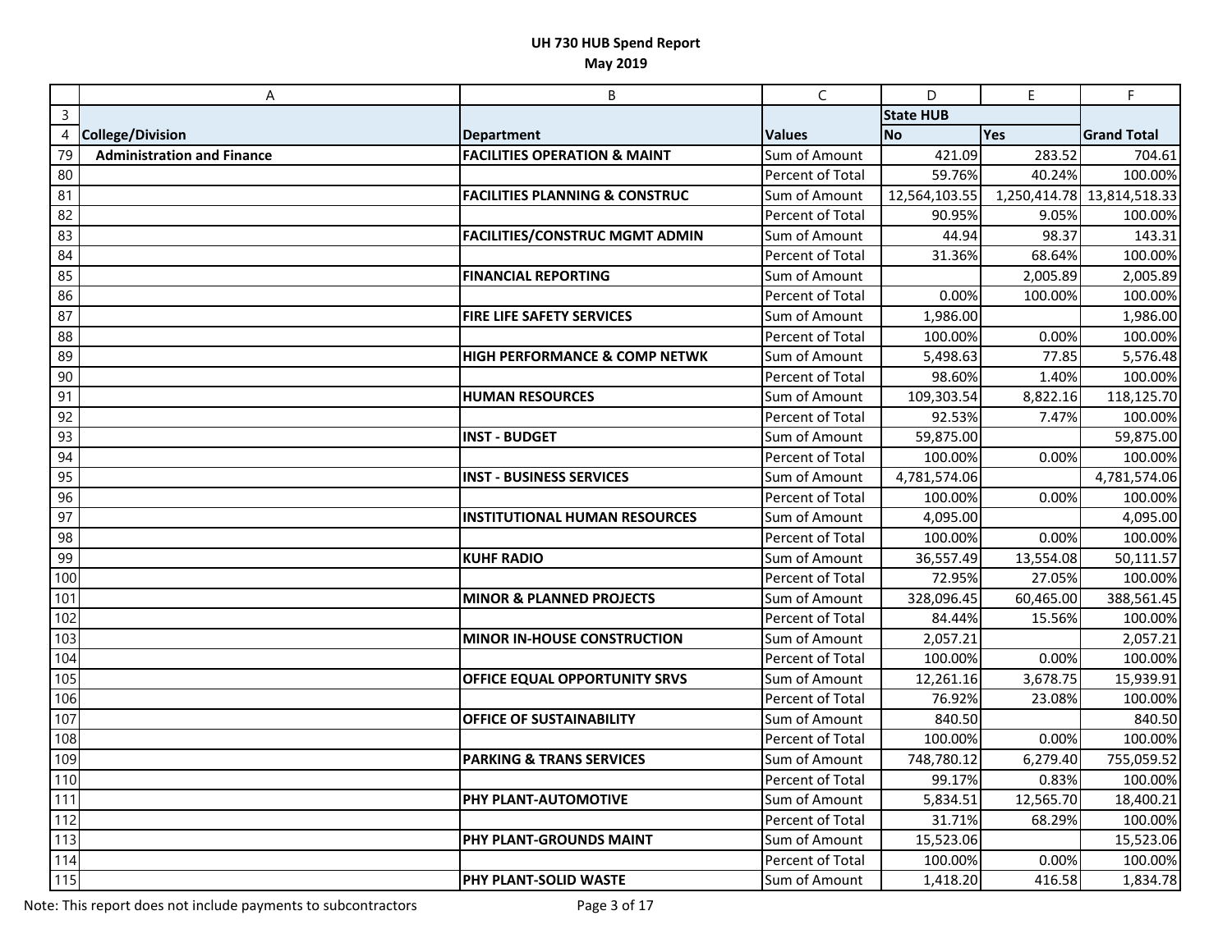# UH 730 HUB Spend Report

## May 2019

| | A | B | C | D | E | F |
|---|---|---|---|---|---|---|
| 3 | | | | State HUB | | |
| 4 | **College/Division** | **Department** | **Values** | **No** | **Yes** | **Grand Total** |
| 79 | **Administration and Finance** | **FACILITIES OPERATION & MAINT** | Sum of Amount | 421.09 | 283.52 | 704.61 |
| 80 | | | Percent of Total | 59.76% | 40.24% | 100.00% |
| 81 | | **FACILITIES PLANNING & CONSTRUC** | Sum of Amount | 12,564,103.55 | 1,250,414.78 | 13,814,518.33 |
| 82 | | | Percent of Total | 90.95% | 9.05% | 100.00% |
| 83 | | **FACILITIES/CONSTRUC MGMT ADMIN** | Sum of Amount | 44.94 | 98.37 | 143.31 |
| 84 | | | Percent of Total | 31.36% | 68.64% | 100.00% |
| 85 | | **FINANCIAL REPORTING** | Sum of Amount | | 2,005.89 | 2,005.89 |
| 86 | | | Percent of Total | 0.00% | 100.00% | 100.00% |
| 87 | | **FIRE LIFE SAFETY SERVICES** | Sum of Amount | 1,986.00 | | 1,986.00 |
| 88 | | | Percent of Total | 100.00% | 0.00% | 100.00% |
| 89 | | **HIGH PERFORMANCE & COMP NETWK** | Sum of Amount | 5,498.63 | 77.85 | 5,576.48 |
| 90 | | | Percent of Total | 98.60% | 1.40% | 100.00% |
| 91 | | **HUMAN RESOURCES** | Sum of Amount | 109,303.54 | 8,822.16 | 118,125.70 |
| 92 | | | Percent of Total | 92.53% | 7.47% | 100.00% |
| 93 | | **INST - BUDGET** | Sum of Amount | 59,875.00 | | 59,875.00 |
| 94 | | | Percent of Total | 100.00% | 0.00% | 100.00% |
| 95 | | **INST - BUSINESS SERVICES** | Sum of Amount | 4,781,574.06 | | 4,781,574.06 |
| 96 | | | Percent of Total | 100.00% | 0.00% | 100.00% |
| 97 | | **INSTITUTIONAL HUMAN RESOURCES** | Sum of Amount | 4,095.00 | | 4,095.00 |
| 98 | | | Percent of Total | 100.00% | 0.00% | 100.00% |
| 99 | | **KUHF RADIO** | Sum of Amount | 36,557.49 | 13,554.08 | 50,111.57 |
| 100 | | | Percent of Total | 72.95% | 27.05% | 100.00% |
| 101 | | **MINOR & PLANNED PROJECTS** | Sum of Amount | 328,096.45 | 60,465.00 | 388,561.45 |
| 102 | | | Percent of Total | 84.44% | 15.56% | 100.00% |
| 103 | | **MINOR IN-HOUSE CONSTRUCTION** | Sum of Amount | 2,057.21 | | 2,057.21 |
| 104 | | | Percent of Total | 100.00% | 0.00% | 100.00% |
| 105 | | **OFFICE EQUAL OPPORTUNITY SRVS** | Sum of Amount | 12,261.16 | 3,678.75 | 15,939.91 |
| 106 | | | Percent of Total | 76.92% | 23.08% | 100.00% |
| 107 | | **OFFICE OF SUSTAINABILITY** | Sum of Amount | 840.50 | | 840.50 |
| 108 | | | Percent of Total | 100.00% | 0.00% | 100.00% |
| 109 | | **PARKING & TRANS SERVICES** | Sum of Amount | 748,780.12 | 6,279.40 | 755,059.52 |
| 110 | | | Percent of Total | 99.17% | 0.83% | 100.00% |
| 111 | | **PHY PLANT-AUTOMOTIVE** | Sum of Amount | 5,834.51 | 12,565.70 | 18,400.21 |
| 112 | | | Percent of Total | 31.71% | 68.29% | 100.00% |
| 113 | | **PHY PLANT-GROUNDS MAINT** | Sum of Amount | 15,523.06 | | 15,523.06 |
| 114 | | | Percent of Total | 100.00% | 0.00% | 100.00% |
| 115 | | **PHY PLANT-SOLID WASTE** | Sum of Amount | 1,418.20 | 416.58 | 1,834.78 |

Note: This report does not include payments to subcontractors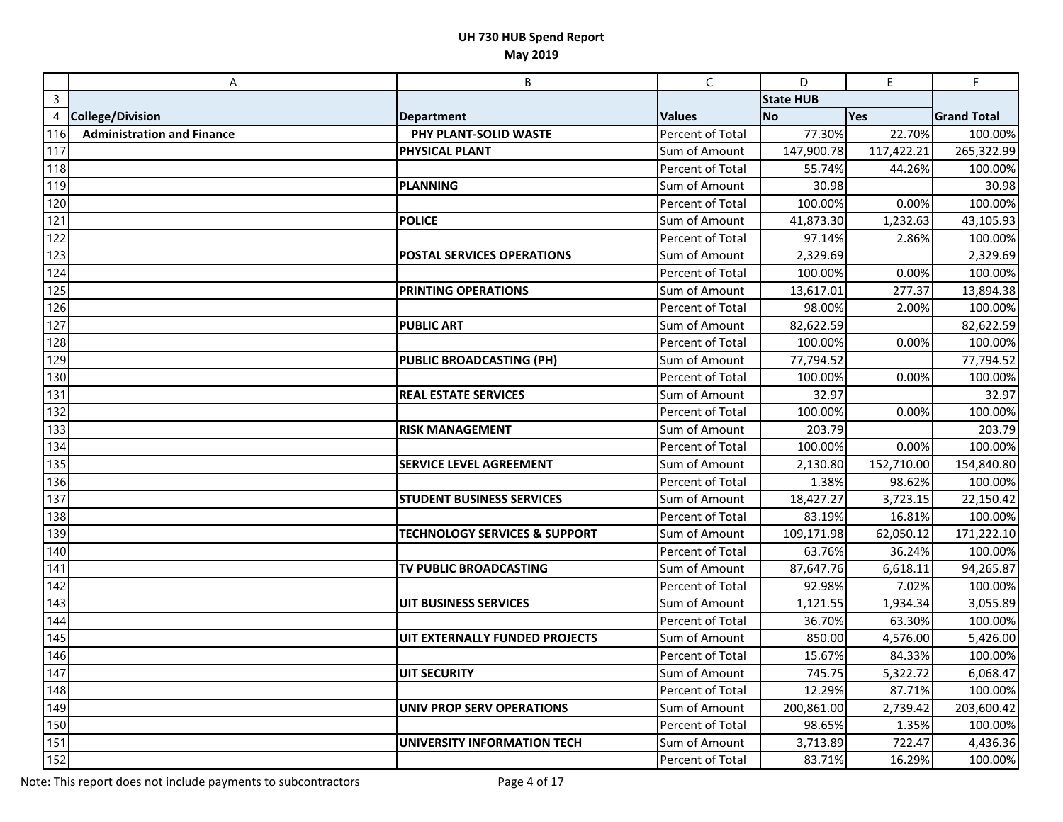**UH 730 HUB Spend Report**
**May 2019**

| | A | B | C | D | E | F |
|---|---|---|---|---|---|---|
| 3 | | | | State HUB | | |
| 4 | College/Division | Department | Values | No | Yes | Grand Total |
| 116 | Administration and Finance | PHY PLANT-SOLID WASTE | Percent of Total | 77.30% | 22.70% | 100.00% |
| 117 | | PHYSICAL PLANT | Sum of Amount | 147,900.78 | 117,422.21 | 265,322.99 |
| 118 | | | Percent of Total | 55.74% | 44.26% | 100.00% |
| 119 | | PLANNING | Sum of Amount | 30.98 | | 30.98 |
| 120 | | | Percent of Total | 100.00% | 0.00% | 100.00% |
| 121 | | POLICE | Sum of Amount | 41,873.30 | 1,232.63 | 43,105.93 |
| 122 | | | Percent of Total | 97.14% | 2.86% | 100.00% |
| 123 | | POSTAL SERVICES OPERATIONS | Sum of Amount | 2,329.69 | | 2,329.69 |
| 124 | | | Percent of Total | 100.00% | 0.00% | 100.00% |
| 125 | | PRINTING OPERATIONS | Sum of Amount | 13,617.01 | 277.37 | 13,894.38 |
| 126 | | | Percent of Total | 98.00% | 2.00% | 100.00% |
| 127 | | PUBLIC ART | Sum of Amount | 82,622.59 | | 82,622.59 |
| 128 | | | Percent of Total | 100.00% | 0.00% | 100.00% |
| 129 | | PUBLIC BROADCASTING (PH) | Sum of Amount | 77,794.52 | | 77,794.52 |
| 130 | | | Percent of Total | 100.00% | 0.00% | 100.00% |
| 131 | | REAL ESTATE SERVICES | Sum of Amount | 32.97 | | 32.97 |
| 132 | | | Percent of Total | 100.00% | 0.00% | 100.00% |
| 133 | | RISK MANAGEMENT | Sum of Amount | 203.79 | | 203.79 |
| 134 | | | Percent of Total | 100.00% | 0.00% | 100.00% |
| 135 | | SERVICE LEVEL AGREEMENT | Sum of Amount | 2,130.80 | 152,710.00 | 154,840.80 |
| 136 | | | Percent of Total | 1.38% | 98.62% | 100.00% |
| 137 | | STUDENT BUSINESS SERVICES | Sum of Amount | 18,427.27 | 3,723.15 | 22,150.42 |
| 138 | | | Percent of Total | 83.19% | 16.81% | 100.00% |
| 139 | | TECHNOLOGY SERVICES & SUPPORT | Sum of Amount | 109,171.98 | 62,050.12 | 171,222.10 |
| 140 | | | Percent of Total | 63.76% | 36.24% | 100.00% |
| 141 | | TV PUBLIC BROADCASTING | Sum of Amount | 87,647.76 | 6,618.11 | 94,265.87 |
| 142 | | | Percent of Total | 92.98% | 7.02% | 100.00% |
| 143 | | UIT BUSINESS SERVICES | Sum of Amount | 1,121.55 | 1,934.34 | 3,055.89 |
| 144 | | | Percent of Total | 36.70% | 63.30% | 100.00% |
| 145 | | UIT EXTERNALLY FUNDED PROJECTS | Sum of Amount | 850.00 | 4,576.00 | 5,426.00 |
| 146 | | | Percent of Total | 15.67% | 84.33% | 100.00% |
| 147 | | UIT SECURITY | Sum of Amount | 745.75 | 5,322.72 | 6,068.47 |
| 148 | | | Percent of Total | 12.29% | 87.71% | 100.00% |
| 149 | | UNIV PROP SERV OPERATIONS | Sum of Amount | 200,861.00 | 2,739.42 | 203,600.42 |
| 150 | | | Percent of Total | 98.65% | 1.35% | 100.00% |
| 151 | | UNIVERSITY INFORMATION TECH | Sum of Amount | 3,713.89 | 722.47 | 4,436.36 |
| 152 | | | Percent of Total | 83.71% | 16.29% | 100.00% |

Note: This report does not include payments to subcontractors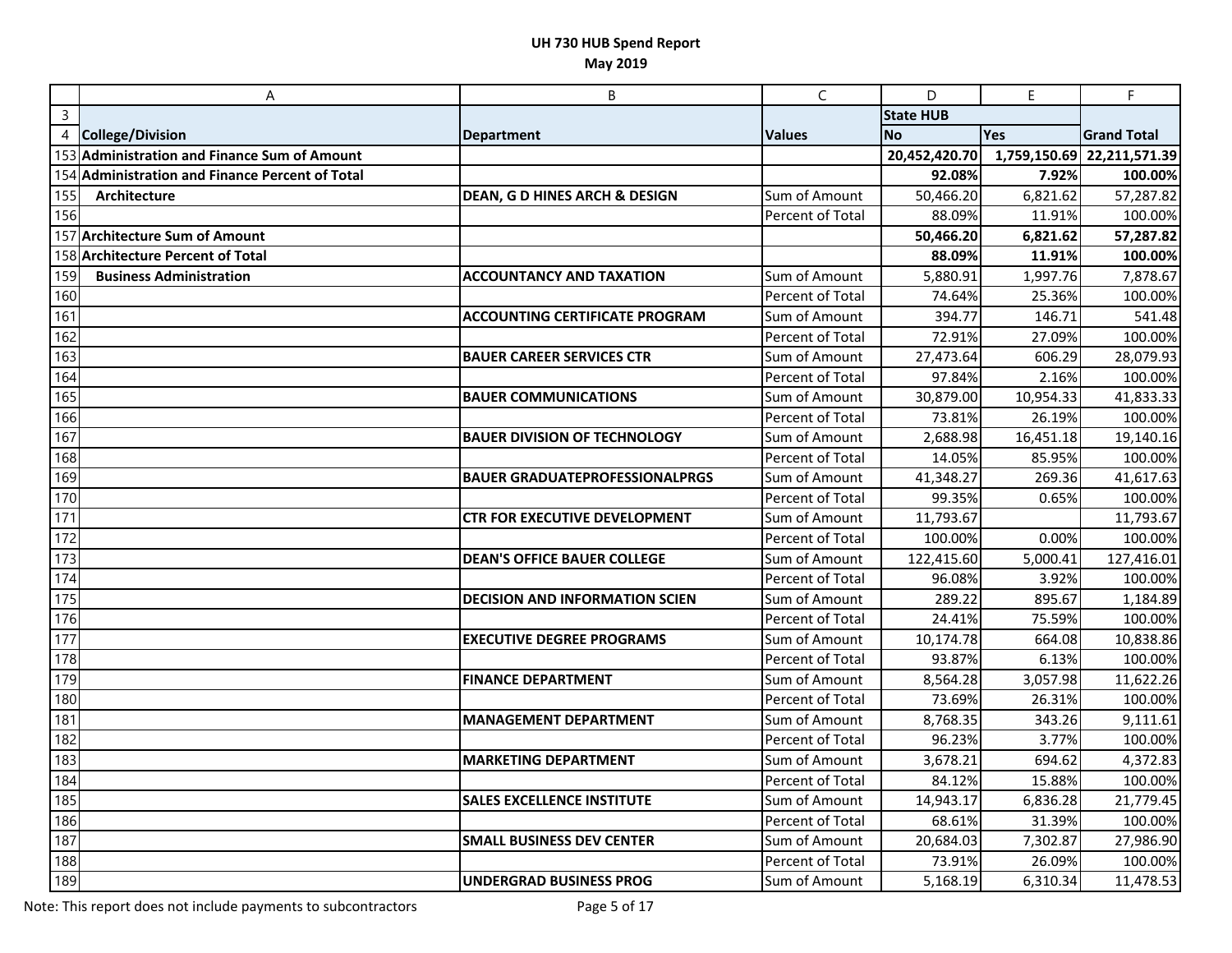# UH 730 HUB Spend Report

## May 2019

| | A | B | C | D | E | F |
|---|---|---|---|---|---|---|
| 3 | | | | State HUB | | |
| 4 | **College/Division** | **Department** | **Values** | **No** | **Yes** | **Grand Total** |
| 153 | **Administration and Finance Sum of Amount** | | | **20,452,420.70** | **1,759,150.69** | **22,211,571.39** |
| 154 | **Administration and Finance Percent of Total** | | | **92.08%** | **7.92%** | **100.00%** |
| 155 | **Architecture** | **DEAN, G D HINES ARCH & DESIGN** | Sum of Amount | 50,466.20 | 6,821.62 | 57,287.82 |
| 156 | | | Percent of Total | 88.09% | 11.91% | 100.00% |
| 157 | **Architecture Sum of Amount** | | | **50,466.20** | **6,821.62** | **57,287.82** |
| 158 | **Architecture Percent of Total** | | | **88.09%** | **11.91%** | **100.00%** |
| 159 | **Business Administration** | **ACCOUNTANCY AND TAXATION** | Sum of Amount | 5,880.91 | 1,997.76 | 7,878.67 |
| 160 | | | Percent of Total | 74.64% | 25.36% | 100.00% |
| 161 | | **ACCOUNTING CERTIFICATE PROGRAM** | Sum of Amount | 394.77 | 146.71 | 541.48 |
| 162 | | | Percent of Total | 72.91% | 27.09% | 100.00% |
| 163 | | **BAUER CAREER SERVICES CTR** | Sum of Amount | 27,473.64 | 606.29 | 28,079.93 |
| 164 | | | Percent of Total | 97.84% | 2.16% | 100.00% |
| 165 | | **BAUER COMMUNICATIONS** | Sum of Amount | 30,879.00 | 10,954.33 | 41,833.33 |
| 166 | | | Percent of Total | 73.81% | 26.19% | 100.00% |
| 167 | | **BAUER DIVISION OF TECHNOLOGY** | Sum of Amount | 2,688.98 | 16,451.18 | 19,140.16 |
| 168 | | | Percent of Total | 14.05% | 85.95% | 100.00% |
| 169 | | **BAUER GRADUATEPROFESSIONALPRGS** | Sum of Amount | 41,348.27 | 269.36 | 41,617.63 |
| 170 | | | Percent of Total | 99.35% | 0.65% | 100.00% |
| 171 | | **CTR FOR EXECUTIVE DEVELOPMENT** | Sum of Amount | 11,793.67 | | 11,793.67 |
| 172 | | | Percent of Total | 100.00% | 0.00% | 100.00% |
| 173 | | **DEAN'S OFFICE BAUER COLLEGE** | Sum of Amount | 122,415.60 | 5,000.41 | 127,416.01 |
| 174 | | | Percent of Total | 96.08% | 3.92% | 100.00% |
| 175 | | **DECISION AND INFORMATION SCIEN** | Sum of Amount | 289.22 | 895.67 | 1,184.89 |
| 176 | | | Percent of Total | 24.41% | 75.59% | 100.00% |
| 177 | | **EXECUTIVE DEGREE PROGRAMS** | Sum of Amount | 10,174.78 | 664.08 | 10,838.86 |
| 178 | | | Percent of Total | 93.87% | 6.13% | 100.00% |
| 179 | | **FINANCE DEPARTMENT** | Sum of Amount | 8,564.28 | 3,057.98 | 11,622.26 |
| 180 | | | Percent of Total | 73.69% | 26.31% | 100.00% |
| 181 | | **MANAGEMENT DEPARTMENT** | Sum of Amount | 8,768.35 | 343.26 | 9,111.61 |
| 182 | | | Percent of Total | 96.23% | 3.77% | 100.00% |
| 183 | | **MARKETING DEPARTMENT** | Sum of Amount | 3,678.21 | 694.62 | 4,372.83 |
| 184 | | | Percent of Total | 84.12% | 15.88% | 100.00% |
| 185 | | **SALES EXCELLENCE INSTITUTE** | Sum of Amount | 14,943.17 | 6,836.28 | 21,779.45 |
| 186 | | | Percent of Total | 68.61% | 31.39% | 100.00% |
| 187 | | **SMALL BUSINESS DEV CENTER** | Sum of Amount | 20,684.03 | 7,302.87 | 27,986.90 |
| 188 | | | Percent of Total | 73.91% | 26.09% | 100.00% |
| 189 | | **UNDERGRAD BUSINESS PROG** | Sum of Amount | 5,168.19 | 6,310.34 | 11,478.53 |

Note: This report does not include payments to subcontractors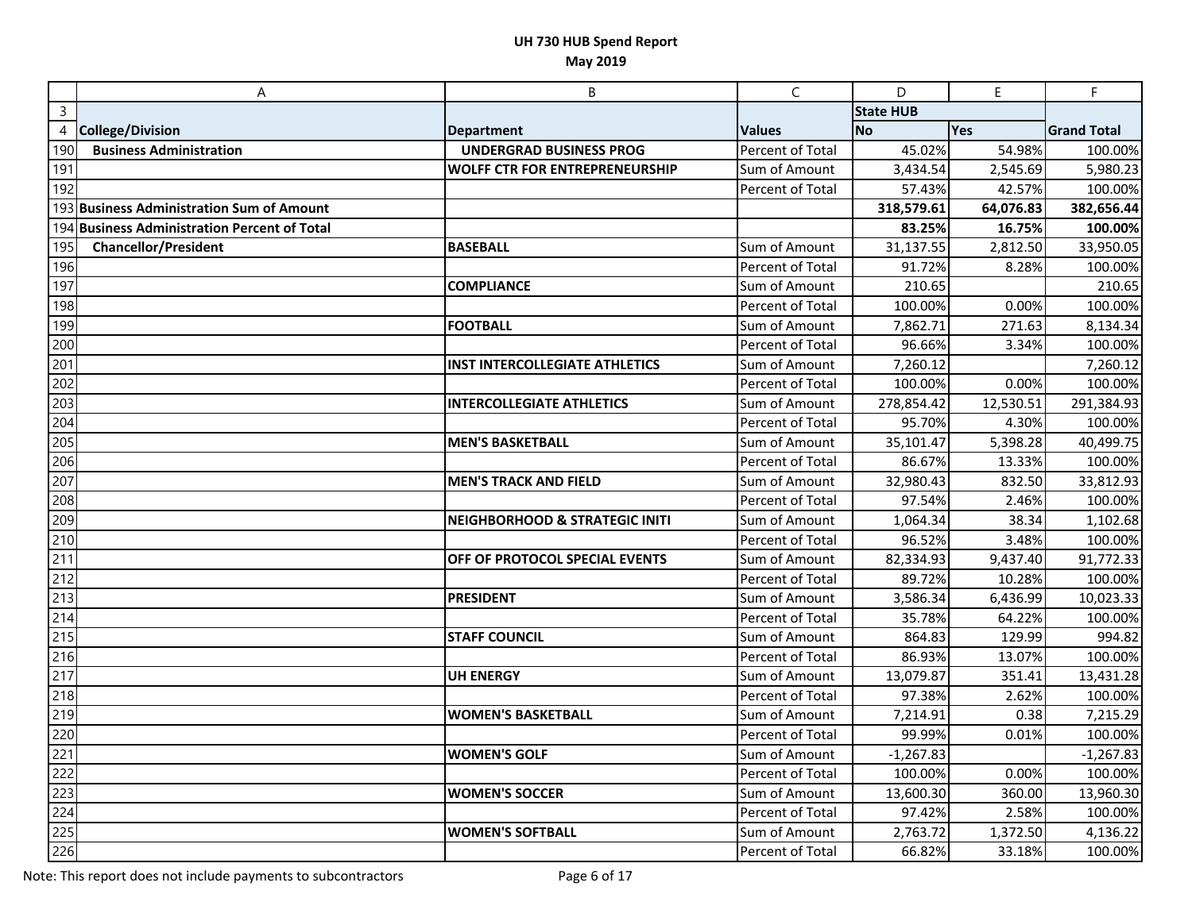**UH 730 HUB Spend Report**
**May 2019**

| | A | B | C | D | E | F |
|---|---|---|---|---|---|---|
| 3 | | | | **State HUB** | | |
| 4 | **College/Division** | **Department** | **Values** | **No** | **Yes** | **Grand Total** |
| 190 | **Business Administration** | **UNDERGRAD BUSINESS PROG** | Percent of Total | 45.02% | 54.98% | 100.00% |
| 191 | | **WOLFF CTR FOR ENTREPRENEURSHIP** | Sum of Amount | 3,434.54 | 2,545.69 | 5,980.23 |
| 192 | | | Percent of Total | 57.43% | 42.57% | 100.00% |
| 193 | **Business Administration Sum of Amount** | | | **318,579.61** | **64,076.83** | **382,656.44** |
| 194 | **Business Administration Percent of Total** | | | **83.25%** | **16.75%** | **100.00%** |
| 195 | **Chancellor/President** | **BASEBALL** | Sum of Amount | 31,137.55 | 2,812.50 | 33,950.05 |
| 196 | | | Percent of Total | 91.72% | 8.28% | 100.00% |
| 197 | | **COMPLIANCE** | Sum of Amount | 210.65 | | 210.65 |
| 198 | | | Percent of Total | 100.00% | 0.00% | 100.00% |
| 199 | | **FOOTBALL** | Sum of Amount | 7,862.71 | 271.63 | 8,134.34 |
| 200 | | | Percent of Total | 96.66% | 3.34% | 100.00% |
| 201 | | **INST INTERCOLLEGIATE ATHLETICS** | Sum of Amount | 7,260.12 | | 7,260.12 |
| 202 | | | Percent of Total | 100.00% | 0.00% | 100.00% |
| 203 | | **INTERCOLLEGIATE ATHLETICS** | Sum of Amount | 278,854.42 | 12,530.51 | 291,384.93 |
| 204 | | | Percent of Total | 95.70% | 4.30% | 100.00% |
| 205 | | **MEN'S BASKETBALL** | Sum of Amount | 35,101.47 | 5,398.28 | 40,499.75 |
| 206 | | | Percent of Total | 86.67% | 13.33% | 100.00% |
| 207 | | **MEN'S TRACK AND FIELD** | Sum of Amount | 32,980.43 | 832.50 | 33,812.93 |
| 208 | | | Percent of Total | 97.54% | 2.46% | 100.00% |
| 209 | | **NEIGHBORHOOD & STRATEGIC INITI** | Sum of Amount | 1,064.34 | 38.34 | 1,102.68 |
| 210 | | | Percent of Total | 96.52% | 3.48% | 100.00% |
| 211 | | **OFF OF PROTOCOL SPECIAL EVENTS** | Sum of Amount | 82,334.93 | 9,437.40 | 91,772.33 |
| 212 | | | Percent of Total | 89.72% | 10.28% | 100.00% |
| 213 | | **PRESIDENT** | Sum of Amount | 3,586.34 | 6,436.99 | 10,023.33 |
| 214 | | | Percent of Total | 35.78% | 64.22% | 100.00% |
| 215 | | **STAFF COUNCIL** | Sum of Amount | 864.83 | 129.99 | 994.82 |
| 216 | | | Percent of Total | 86.93% | 13.07% | 100.00% |
| 217 | | **UH ENERGY** | Sum of Amount | 13,079.87 | 351.41 | 13,431.28 |
| 218 | | | Percent of Total | 97.38% | 2.62% | 100.00% |
| 219 | | **WOMEN'S BASKETBALL** | Sum of Amount | 7,214.91 | 0.38 | 7,215.29 |
| 220 | | | Percent of Total | 99.99% | 0.01% | 100.00% |
| 221 | | **WOMEN'S GOLF** | Sum of Amount | -1,267.83 | | -1,267.83 |
| 222 | | | Percent of Total | 100.00% | 0.00% | 100.00% |
| 223 | | **WOMEN'S SOCCER** | Sum of Amount | 13,600.30 | 360.00 | 13,960.30 |
| 224 | | | Percent of Total | 97.42% | 2.58% | 100.00% |
| 225 | | **WOMEN'S SOFTBALL** | Sum of Amount | 2,763.72 | 1,372.50 | 4,136.22 |
| 226 | | | Percent of Total | 66.82% | 33.18% | 100.00% |

Note: This report does not include payments to subcontractors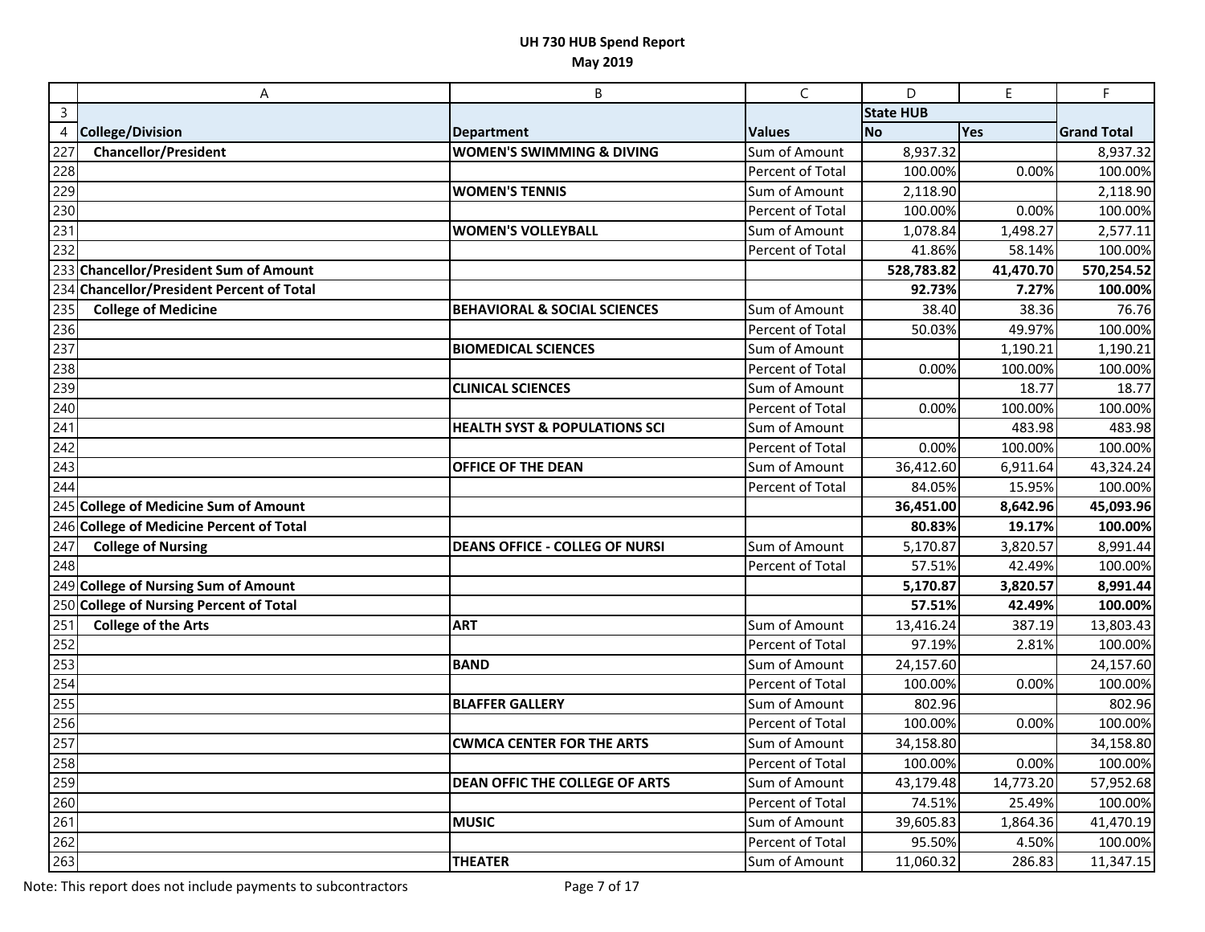**UH 730 HUB Spend Report**
**May 2019**

| | A | B | C | D | E | F |
|---|---|---|---|---|---|---|
| 3 | | | | State HUB | | |
| 4 | College/Division | Department | Values | No | Yes | Grand Total |
| 227 | **Chancellor/President** | **WOMEN'S SWIMMING & DIVING** | Sum of Amount | 8,937.32 | | 8,937.32 |
| 228 | | | Percent of Total | 100.00% | 0.00% | 100.00% |
| 229 | | **WOMEN'S TENNIS** | Sum of Amount | 2,118.90 | | 2,118.90 |
| 230 | | | Percent of Total | 100.00% | 0.00% | 100.00% |
| 231 | | **WOMEN'S VOLLEYBALL** | Sum of Amount | 1,078.84 | 1,498.27 | 2,577.11 |
| 232 | | | Percent of Total | 41.86% | 58.14% | 100.00% |
| 233 | **Chancellor/President Sum of Amount** | | | **528,783.82** | **41,470.70** | **570,254.52** |
| 234 | **Chancellor/President Percent of Total** | | | **92.73%** | **7.27%** | **100.00%** |
| 235 | **College of Medicine** | **BEHAVIORAL & SOCIAL SCIENCES** | Sum of Amount | 38.40 | 38.36 | 76.76 |
| 236 | | | Percent of Total | 50.03% | 49.97% | 100.00% |
| 237 | | **BIOMEDICAL SCIENCES** | Sum of Amount | | 1,190.21 | 1,190.21 |
| 238 | | | Percent of Total | 0.00% | 100.00% | 100.00% |
| 239 | | **CLINICAL SCIENCES** | Sum of Amount | | 18.77 | 18.77 |
| 240 | | | Percent of Total | 0.00% | 100.00% | 100.00% |
| 241 | | **HEALTH SYST & POPULATIONS SCI** | Sum of Amount | | 483.98 | 483.98 |
| 242 | | | Percent of Total | 0.00% | 100.00% | 100.00% |
| 243 | | **OFFICE OF THE DEAN** | Sum of Amount | 36,412.60 | 6,911.64 | 43,324.24 |
| 244 | | | Percent of Total | 84.05% | 15.95% | 100.00% |
| 245 | **College of Medicine Sum of Amount** | | | **36,451.00** | **8,642.96** | **45,093.96** |
| 246 | **College of Medicine Percent of Total** | | | **80.83%** | **19.17%** | **100.00%** |
| 247 | **College of Nursing** | **DEANS OFFICE - COLLEG OF NURSI** | Sum of Amount | 5,170.87 | 3,820.57 | 8,991.44 |
| 248 | | | Percent of Total | 57.51% | 42.49% | 100.00% |
| 249 | **College of Nursing Sum of Amount** | | | **5,170.87** | **3,820.57** | **8,991.44** |
| 250 | **College of Nursing Percent of Total** | | | **57.51%** | **42.49%** | **100.00%** |
| 251 | **College of the Arts** | **ART** | Sum of Amount | 13,416.24 | 387.19 | 13,803.43 |
| 252 | | | Percent of Total | 97.19% | 2.81% | 100.00% |
| 253 | | **BAND** | Sum of Amount | 24,157.60 | | 24,157.60 |
| 254 | | | Percent of Total | 100.00% | 0.00% | 100.00% |
| 255 | | **BLAFFER GALLERY** | Sum of Amount | 802.96 | | 802.96 |
| 256 | | | Percent of Total | 100.00% | 0.00% | 100.00% |
| 257 | | **CWMCA CENTER FOR THE ARTS** | Sum of Amount | 34,158.80 | | 34,158.80 |
| 258 | | | Percent of Total | 100.00% | 0.00% | 100.00% |
| 259 | | **DEAN OFFIC THE COLLEGE OF ARTS** | Sum of Amount | 43,179.48 | 14,773.20 | 57,952.68 |
| 260 | | | Percent of Total | 74.51% | 25.49% | 100.00% |
| 261 | | **MUSIC** | Sum of Amount | 39,605.83 | 1,864.36 | 41,470.19 |
| 262 | | | Percent of Total | 95.50% | 4.50% | 100.00% |
| 263 | | **THEATER** | Sum of Amount | 11,060.32 | 286.83 | 11,347.15 |

Note: This report does not include payments to subcontractors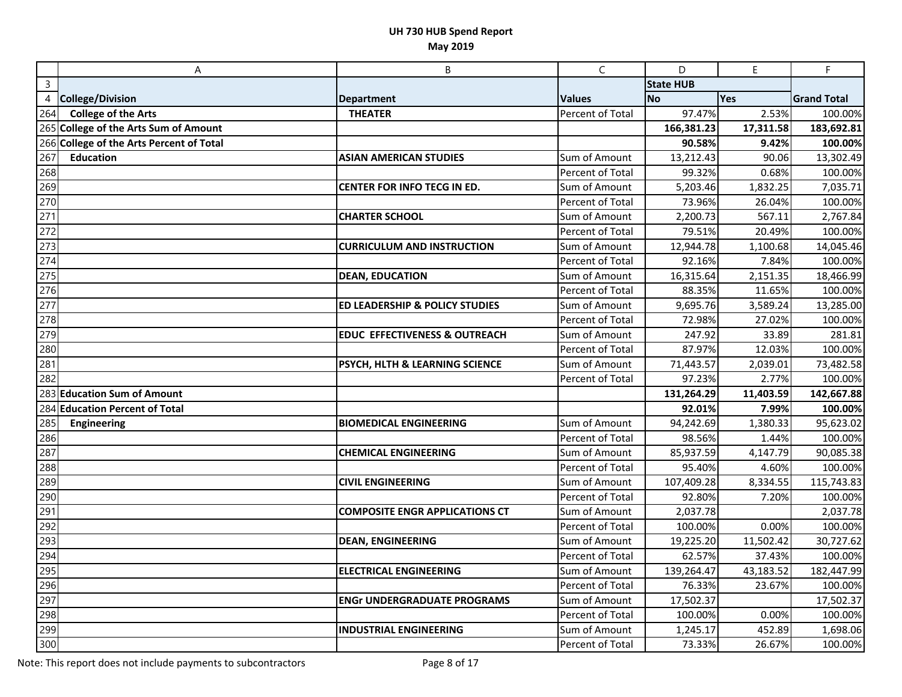**UH 730 HUB Spend Report**
**May 2019**

| | A | B | C | D | E | F |
|---|---|---|---|---|---|---|
| 3 | | | | **State HUB** | | |
| 4 | **College/Division** | **Department** | **Values** | **No** | **Yes** | **Grand Total** |
| 264 | **College of the Arts** | **THEATER** | Percent of Total | 97.47% | 2.53% | 100.00% |
| 265 | **College of the Arts Sum of Amount** | | | **166,381.23** | **17,311.58** | **183,692.81** |
| 266 | **College of the Arts Percent of Total** | | | **90.58%** | **9.42%** | **100.00%** |
| 267 | **Education** | **ASIAN AMERICAN STUDIES** | Sum of Amount | 13,212.43 | 90.06 | 13,302.49 |
| 268 | | | Percent of Total | 99.32% | 0.68% | 100.00% |
| 269 | | **CENTER FOR INFO TECG IN ED.** | Sum of Amount | 5,203.46 | 1,832.25 | 7,035.71 |
| 270 | | | Percent of Total | 73.96% | 26.04% | 100.00% |
| 271 | | **CHARTER SCHOOL** | Sum of Amount | 2,200.73 | 567.11 | 2,767.84 |
| 272 | | | Percent of Total | 79.51% | 20.49% | 100.00% |
| 273 | | **CURRICULUM AND INSTRUCTION** | Sum of Amount | 12,944.78 | 1,100.68 | 14,045.46 |
| 274 | | | Percent of Total | 92.16% | 7.84% | 100.00% |
| 275 | | **DEAN, EDUCATION** | Sum of Amount | 16,315.64 | 2,151.35 | 18,466.99 |
| 276 | | | Percent of Total | 88.35% | 11.65% | 100.00% |
| 277 | | **ED LEADERSHIP & POLICY STUDIES** | Sum of Amount | 9,695.76 | 3,589.24 | 13,285.00 |
| 278 | | | Percent of Total | 72.98% | 27.02% | 100.00% |
| 279 | | **EDUC EFFECTIVENESS & OUTREACH** | Sum of Amount | 247.92 | 33.89 | 281.81 |
| 280 | | | Percent of Total | 87.97% | 12.03% | 100.00% |
| 281 | | **PSYCH, HLTH & LEARNING SCIENCE** | Sum of Amount | 71,443.57 | 2,039.01 | 73,482.58 |
| 282 | | | Percent of Total | 97.23% | 2.77% | 100.00% |
| 283 | **Education Sum of Amount** | | | **131,264.29** | **11,403.59** | **142,667.88** |
| 284 | **Education Percent of Total** | | | **92.01%** | **7.99%** | **100.00%** |
| 285 | **Engineering** | **BIOMEDICAL ENGINEERING** | Sum of Amount | 94,242.69 | 1,380.33 | 95,623.02 |
| 286 | | | Percent of Total | 98.56% | 1.44% | 100.00% |
| 287 | | **CHEMICAL ENGINEERING** | Sum of Amount | 85,937.59 | 4,147.79 | 90,085.38 |
| 288 | | | Percent of Total | 95.40% | 4.60% | 100.00% |
| 289 | | **CIVIL ENGINEERING** | Sum of Amount | 107,409.28 | 8,334.55 | 115,743.83 |
| 290 | | | Percent of Total | 92.80% | 7.20% | 100.00% |
| 291 | | **COMPOSITE ENGR APPLICATIONS CT** | Sum of Amount | 2,037.78 | | 2,037.78 |
| 292 | | | Percent of Total | 100.00% | 0.00% | 100.00% |
| 293 | | **DEAN, ENGINEERING** | Sum of Amount | 19,225.20 | 11,502.42 | 30,727.62 |
| 294 | | | Percent of Total | 62.57% | 37.43% | 100.00% |
| 295 | | **ELECTRICAL ENGINEERING** | Sum of Amount | 139,264.47 | 43,183.52 | 182,447.99 |
| 296 | | | Percent of Total | 76.33% | 23.67% | 100.00% |
| 297 | | **ENGr UNDERGRADUATE PROGRAMS** | Sum of Amount | 17,502.37 | | 17,502.37 |
| 298 | | | Percent of Total | 100.00% | 0.00% | 100.00% |
| 299 | | **INDUSTRIAL ENGINEERING** | Sum of Amount | 1,245.17 | 452.89 | 1,698.06 |
| 300 | | | Percent of Total | 73.33% | 26.67% | 100.00% |

Note: This report does not include payments to subcontractors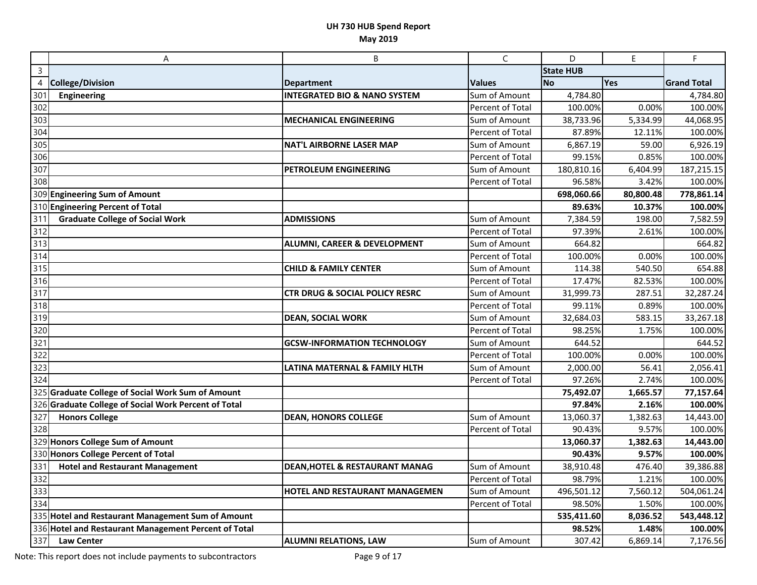# UH 730 HUB Spend Report

## May 2019

| | A | B | C | D | E | F |
|---|---|---|---|---|---|---|
| 3 | | | | State HUB | | |
| 4 | **College/Division** | **Department** | **Values** | **No** | **Yes** | **Grand Total** |
| 301 | **Engineering** | **INTEGRATED BIO & NANO SYSTEM** | Sum of Amount | 4,784.80 | | 4,784.80 |
| 302 | | | Percent of Total | 100.00% | 0.00% | 100.00% |
| 303 | | **MECHANICAL ENGINEERING** | Sum of Amount | 38,733.96 | 5,334.99 | 44,068.95 |
| 304 | | | Percent of Total | 87.89% | 12.11% | 100.00% |
| 305 | | **NAT'L AIRBORNE LASER MAP** | Sum of Amount | 6,867.19 | 59.00 | 6,926.19 |
| 306 | | | Percent of Total | 99.15% | 0.85% | 100.00% |
| 307 | | **PETROLEUM ENGINEERING** | Sum of Amount | 180,810.16 | 6,404.99 | 187,215.15 |
| 308 | | | Percent of Total | 96.58% | 3.42% | 100.00% |
| 309 | **Engineering Sum of Amount** | | | **698,060.66** | **80,800.48** | **778,861.14** |
| 310 | **Engineering Percent of Total** | | | **89.63%** | **10.37%** | **100.00%** |
| 311 | **Graduate College of Social Work** | **ADMISSIONS** | Sum of Amount | 7,384.59 | 198.00 | 7,582.59 |
| 312 | | | Percent of Total | 97.39% | 2.61% | 100.00% |
| 313 | | **ALUMNI, CAREER & DEVELOPMENT** | Sum of Amount | 664.82 | | 664.82 |
| 314 | | | Percent of Total | 100.00% | 0.00% | 100.00% |
| 315 | | **CHILD & FAMILY CENTER** | Sum of Amount | 114.38 | 540.50 | 654.88 |
| 316 | | | Percent of Total | 17.47% | 82.53% | 100.00% |
| 317 | | **CTR DRUG & SOCIAL POLICY RESRC** | Sum of Amount | 31,999.73 | 287.51 | 32,287.24 |
| 318 | | | Percent of Total | 99.11% | 0.89% | 100.00% |
| 319 | | **DEAN, SOCIAL WORK** | Sum of Amount | 32,684.03 | 583.15 | 33,267.18 |
| 320 | | | Percent of Total | 98.25% | 1.75% | 100.00% |
| 321 | | **GCSW-INFORMATION TECHNOLOGY** | Sum of Amount | 644.52 | | 644.52 |
| 322 | | | Percent of Total | 100.00% | 0.00% | 100.00% |
| 323 | | **LATINA MATERNAL & FAMILY HLTH** | Sum of Amount | 2,000.00 | 56.41 | 2,056.41 |
| 324 | | | Percent of Total | 97.26% | 2.74% | 100.00% |
| 325 | **Graduate College of Social Work Sum of Amount** | | | **75,492.07** | **1,665.57** | **77,157.64** |
| 326 | **Graduate College of Social Work Percent of Total** | | | **97.84%** | **2.16%** | **100.00%** |
| 327 | **Honors College** | **DEAN, HONORS COLLEGE** | Sum of Amount | 13,060.37 | 1,382.63 | 14,443.00 |
| 328 | | | Percent of Total | 90.43% | 9.57% | 100.00% |
| 329 | **Honors College Sum of Amount** | | | **13,060.37** | **1,382.63** | **14,443.00** |
| 330 | **Honors College Percent of Total** | | | **90.43%** | **9.57%** | **100.00%** |
| 331 | **Hotel and Restaurant Management** | **DEAN,HOTEL & RESTAURANT MANAG** | Sum of Amount | 38,910.48 | 476.40 | 39,386.88 |
| 332 | | | Percent of Total | 98.79% | 1.21% | 100.00% |
| 333 | | **HOTEL AND RESTAURANT MANAGEMEN** | Sum of Amount | 496,501.12 | 7,560.12 | 504,061.24 |
| 334 | | | Percent of Total | 98.50% | 1.50% | 100.00% |
| 335 | **Hotel and Restaurant Management Sum of Amount** | | | **535,411.60** | **8,036.52** | **543,448.12** |
| 336 | **Hotel and Restaurant Management Percent of Total** | | | **98.52%** | **1.48%** | **100.00%** |
| 337 | **Law Center** | **ALUMNI RELATIONS, LAW** | Sum of Amount | 307.42 | 6,869.14 | 7,176.56 |

Note: This report does not include payments to subcontractors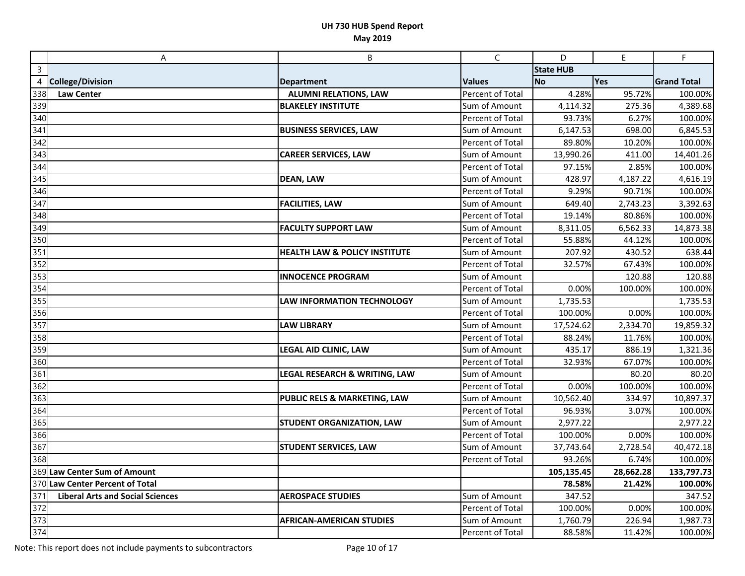**UH 730 HUB Spend Report**
**May 2019**

| | A | B | C | D | E | F |
|---|---|---|---|---|---|---|
| 3 | | | | State HUB | | |
| 4 | **College/Division** | **Department** | **Values** | **No** | **Yes** | **Grand Total** |
| 338 | **Law Center** | **ALUMNI RELATIONS, LAW** | Percent of Total | 4.28% | 95.72% | 100.00% |
| 339 | | **BLAKELEY INSTITUTE** | Sum of Amount | 4,114.32 | 275.36 | 4,389.68 |
| 340 | | | Percent of Total | 93.73% | 6.27% | 100.00% |
| 341 | | **BUSINESS SERVICES, LAW** | Sum of Amount | 6,147.53 | 698.00 | 6,845.53 |
| 342 | | | Percent of Total | 89.80% | 10.20% | 100.00% |
| 343 | | **CAREER SERVICES, LAW** | Sum of Amount | 13,990.26 | 411.00 | 14,401.26 |
| 344 | | | Percent of Total | 97.15% | 2.85% | 100.00% |
| 345 | | **DEAN, LAW** | Sum of Amount | 428.97 | 4,187.22 | 4,616.19 |
| 346 | | | Percent of Total | 9.29% | 90.71% | 100.00% |
| 347 | | **FACILITIES, LAW** | Sum of Amount | 649.40 | 2,743.23 | 3,392.63 |
| 348 | | | Percent of Total | 19.14% | 80.86% | 100.00% |
| 349 | | **FACULTY SUPPORT LAW** | Sum of Amount | 8,311.05 | 6,562.33 | 14,873.38 |
| 350 | | | Percent of Total | 55.88% | 44.12% | 100.00% |
| 351 | | **HEALTH LAW & POLICY INSTITUTE** | Sum of Amount | 207.92 | 430.52 | 638.44 |
| 352 | | | Percent of Total | 32.57% | 67.43% | 100.00% |
| 353 | | **INNOCENCE PROGRAM** | Sum of Amount | | 120.88 | 120.88 |
| 354 | | | Percent of Total | 0.00% | 100.00% | 100.00% |
| 355 | | **LAW INFORMATION TECHNOLOGY** | Sum of Amount | 1,735.53 | | 1,735.53 |
| 356 | | | Percent of Total | 100.00% | 0.00% | 100.00% |
| 357 | | **LAW LIBRARY** | Sum of Amount | 17,524.62 | 2,334.70 | 19,859.32 |
| 358 | | | Percent of Total | 88.24% | 11.76% | 100.00% |
| 359 | | **LEGAL AID CLINIC, LAW** | Sum of Amount | 435.17 | 886.19 | 1,321.36 |
| 360 | | | Percent of Total | 32.93% | 67.07% | 100.00% |
| 361 | | **LEGAL RESEARCH & WRITING, LAW** | Sum of Amount | | 80.20 | 80.20 |
| 362 | | | Percent of Total | 0.00% | 100.00% | 100.00% |
| 363 | | **PUBLIC RELS & MARKETING, LAW** | Sum of Amount | 10,562.40 | 334.97 | 10,897.37 |
| 364 | | | Percent of Total | 96.93% | 3.07% | 100.00% |
| 365 | | **STUDENT ORGANIZATION, LAW** | Sum of Amount | 2,977.22 | | 2,977.22 |
| 366 | | | Percent of Total | 100.00% | 0.00% | 100.00% |
| 367 | | **STUDENT SERVICES, LAW** | Sum of Amount | 37,743.64 | 2,728.54 | 40,472.18 |
| 368 | | | Percent of Total | 93.26% | 6.74% | 100.00% |
| 369 | **Law Center Sum of Amount** | | | **105,135.45** | **28,662.28** | **133,797.73** |
| 370 | **Law Center Percent of Total** | | | **78.58%** | **21.42%** | **100.00%** |
| 371 | **Liberal Arts and Social Sciences** | **AEROSPACE STUDIES** | Sum of Amount | 347.52 | | 347.52 |
| 372 | | | Percent of Total | 100.00% | 0.00% | 100.00% |
| 373 | | **AFRICAN-AMERICAN STUDIES** | Sum of Amount | 1,760.79 | 226.94 | 1,987.73 |
| 374 | | | Percent of Total | 88.58% | 11.42% | 100.00% |

Note: This report does not include payments to subcontractors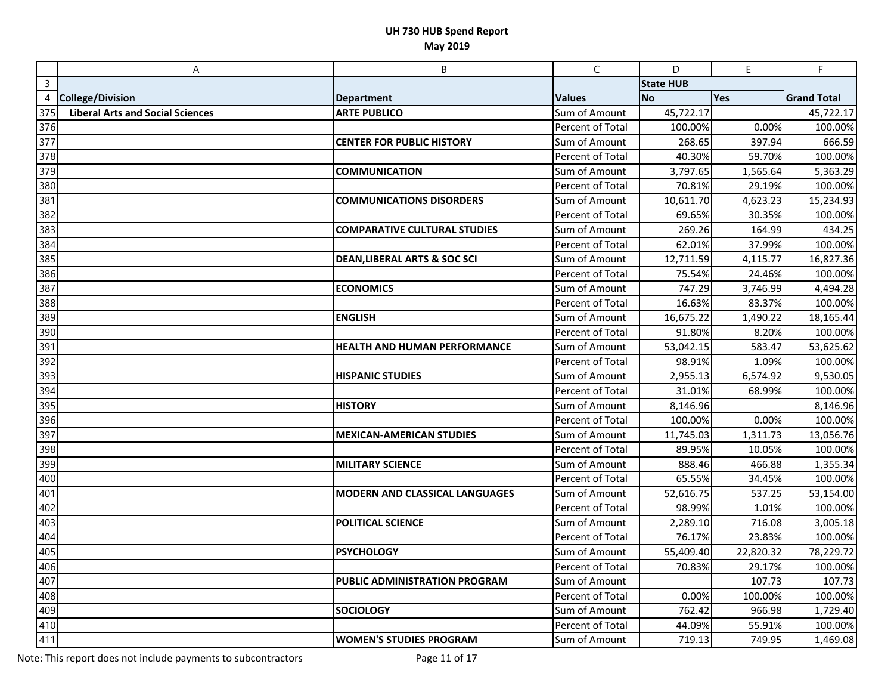**UH 730 HUB Spend Report**

**May 2019**

| | A | B | C | D | E | F |
|---|---|---|---|---|---|---|
| 3 | | | | State HUB | | |
| 4 | College/Division | Department | Values | No | Yes | Grand Total |
| 375 | **Liberal Arts and Social Sciences** | **ARTE PUBLICO** | Sum of Amount | 45,722.17 | | 45,722.17 |
| 376 | | | Percent of Total | 100.00% | 0.00% | 100.00% |
| 377 | | **CENTER FOR PUBLIC HISTORY** | Sum of Amount | 268.65 | 397.94 | 666.59 |
| 378 | | | Percent of Total | 40.30% | 59.70% | 100.00% |
| 379 | | **COMMUNICATION** | Sum of Amount | 3,797.65 | 1,565.64 | 5,363.29 |
| 380 | | | Percent of Total | 70.81% | 29.19% | 100.00% |
| 381 | | **COMMUNICATIONS DISORDERS** | Sum of Amount | 10,611.70 | 4,623.23 | 15,234.93 |
| 382 | | | Percent of Total | 69.65% | 30.35% | 100.00% |
| 383 | | **COMPARATIVE CULTURAL STUDIES** | Sum of Amount | 269.26 | 164.99 | 434.25 |
| 384 | | | Percent of Total | 62.01% | 37.99% | 100.00% |
| 385 | | **DEAN,LIBERAL ARTS & SOC SCI** | Sum of Amount | 12,711.59 | 4,115.77 | 16,827.36 |
| 386 | | | Percent of Total | 75.54% | 24.46% | 100.00% |
| 387 | | **ECONOMICS** | Sum of Amount | 747.29 | 3,746.99 | 4,494.28 |
| 388 | | | Percent of Total | 16.63% | 83.37% | 100.00% |
| 389 | | **ENGLISH** | Sum of Amount | 16,675.22 | 1,490.22 | 18,165.44 |
| 390 | | | Percent of Total | 91.80% | 8.20% | 100.00% |
| 391 | | **HEALTH AND HUMAN PERFORMANCE** | Sum of Amount | 53,042.15 | 583.47 | 53,625.62 |
| 392 | | | Percent of Total | 98.91% | 1.09% | 100.00% |
| 393 | | **HISPANIC STUDIES** | Sum of Amount | 2,955.13 | 6,574.92 | 9,530.05 |
| 394 | | | Percent of Total | 31.01% | 68.99% | 100.00% |
| 395 | | **HISTORY** | Sum of Amount | 8,146.96 | | 8,146.96 |
| 396 | | | Percent of Total | 100.00% | 0.00% | 100.00% |
| 397 | | **MEXICAN-AMERICAN STUDIES** | Sum of Amount | 11,745.03 | 1,311.73 | 13,056.76 |
| 398 | | | Percent of Total | 89.95% | 10.05% | 100.00% |
| 399 | | **MILITARY SCIENCE** | Sum of Amount | 888.46 | 466.88 | 1,355.34 |
| 400 | | | Percent of Total | 65.55% | 34.45% | 100.00% |
| 401 | | **MODERN AND CLASSICAL LANGUAGES** | Sum of Amount | 52,616.75 | 537.25 | 53,154.00 |
| 402 | | | Percent of Total | 98.99% | 1.01% | 100.00% |
| 403 | | **POLITICAL SCIENCE** | Sum of Amount | 2,289.10 | 716.08 | 3,005.18 |
| 404 | | | Percent of Total | 76.17% | 23.83% | 100.00% |
| 405 | | **PSYCHOLOGY** | Sum of Amount | 55,409.40 | 22,820.32 | 78,229.72 |
| 406 | | | Percent of Total | 70.83% | 29.17% | 100.00% |
| 407 | | **PUBLIC ADMINISTRATION PROGRAM** | Sum of Amount | | 107.73 | 107.73 |
| 408 | | | Percent of Total | 0.00% | 100.00% | 100.00% |
| 409 | | **SOCIOLOGY** | Sum of Amount | 762.42 | 966.98 | 1,729.40 |
| 410 | | | Percent of Total | 44.09% | 55.91% | 100.00% |
| 411 | | **WOMEN'S STUDIES PROGRAM** | Sum of Amount | 719.13 | 749.95 | 1,469.08 |

Note: This report does not include payments to subcontractors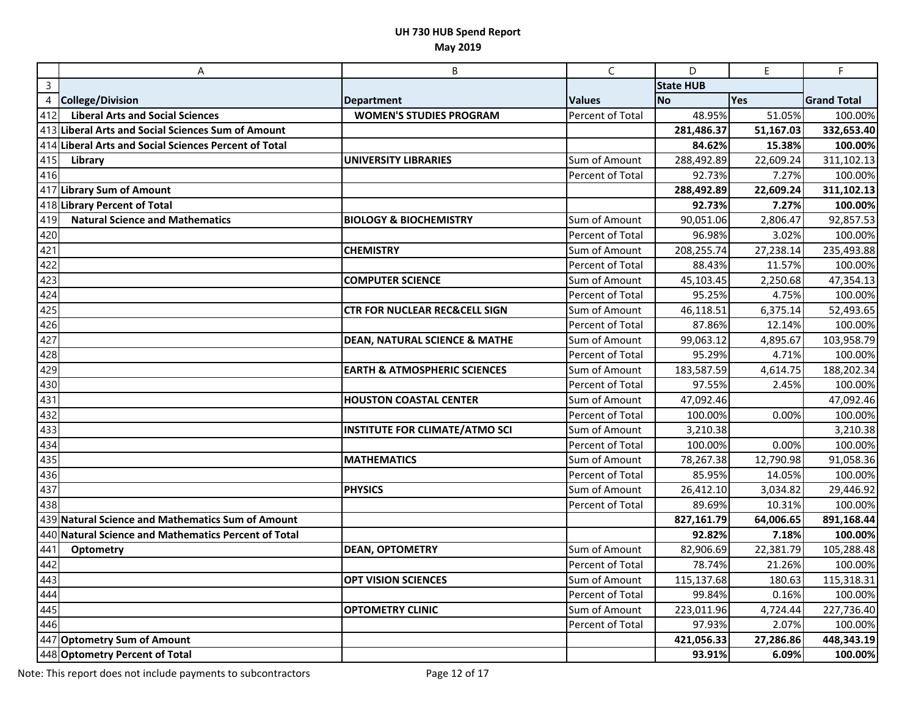# UH 730 HUB Spend Report

## May 2019

| | A | B | C | D | E | F |
|---|---|---|---|---|---|---|
| 3 | | | | State HUB | | |
| 4 | **College/Division** | **Department** | **Values** | **No** | **Yes** | **Grand Total** |
| 412 | **Liberal Arts and Social Sciences** | **WOMEN'S STUDIES PROGRAM** | Percent of Total | 48.95% | 51.05% | 100.00% |
| 413 | **Liberal Arts and Social Sciences Sum of Amount** | | | **281,486.37** | **51,167.03** | **332,653.40** |
| 414 | **Liberal Arts and Social Sciences Percent of Total** | | | **84.62%** | **15.38%** | **100.00%** |
| 415 | **Library** | **UNIVERSITY LIBRARIES** | Sum of Amount | 288,492.89 | 22,609.24 | 311,102.13 |
| 416 | | | Percent of Total | 92.73% | 7.27% | 100.00% |
| 417 | **Library Sum of Amount** | | | **288,492.89** | **22,609.24** | **311,102.13** |
| 418 | **Library Percent of Total** | | | **92.73%** | **7.27%** | **100.00%** |
| 419 | **Natural Science and Mathematics** | **BIOLOGY & BIOCHEMISTRY** | Sum of Amount | 90,051.06 | 2,806.47 | 92,857.53 |
| 420 | | | Percent of Total | 96.98% | 3.02% | 100.00% |
| 421 | | **CHEMISTRY** | Sum of Amount | 208,255.74 | 27,238.14 | 235,493.88 |
| 422 | | | Percent of Total | 88.43% | 11.57% | 100.00% |
| 423 | | **COMPUTER SCIENCE** | Sum of Amount | 45,103.45 | 2,250.68 | 47,354.13 |
| 424 | | | Percent of Total | 95.25% | 4.75% | 100.00% |
| 425 | | **CTR FOR NUCLEAR REC&CELL SIGN** | Sum of Amount | 46,118.51 | 6,375.14 | 52,493.65 |
| 426 | | | Percent of Total | 87.86% | 12.14% | 100.00% |
| 427 | | **DEAN, NATURAL SCIENCE & MATHE** | Sum of Amount | 99,063.12 | 4,895.67 | 103,958.79 |
| 428 | | | Percent of Total | 95.29% | 4.71% | 100.00% |
| 429 | | **EARTH & ATMOSPHERIC SCIENCES** | Sum of Amount | 183,587.59 | 4,614.75 | 188,202.34 |
| 430 | | | Percent of Total | 97.55% | 2.45% | 100.00% |
| 431 | | **HOUSTON COASTAL CENTER** | Sum of Amount | 47,092.46 | | 47,092.46 |
| 432 | | | Percent of Total | 100.00% | 0.00% | 100.00% |
| 433 | | **INSTITUTE FOR CLIMATE/ATMO SCI** | Sum of Amount | 3,210.38 | | 3,210.38 |
| 434 | | | Percent of Total | 100.00% | 0.00% | 100.00% |
| 435 | | **MATHEMATICS** | Sum of Amount | 78,267.38 | 12,790.98 | 91,058.36 |
| 436 | | | Percent of Total | 85.95% | 14.05% | 100.00% |
| 437 | | **PHYSICS** | Sum of Amount | 26,412.10 | 3,034.82 | 29,446.92 |
| 438 | | | Percent of Total | 89.69% | 10.31% | 100.00% |
| 439 | **Natural Science and Mathematics Sum of Amount** | | | **827,161.79** | **64,006.65** | **891,168.44** |
| 440 | **Natural Science and Mathematics Percent of Total** | | | **92.82%** | **7.18%** | **100.00%** |
| 441 | **Optometry** | **DEAN, OPTOMETRY** | Sum of Amount | 82,906.69 | 22,381.79 | 105,288.48 |
| 442 | | | Percent of Total | 78.74% | 21.26% | 100.00% |
| 443 | | **OPT VISION SCIENCES** | Sum of Amount | 115,137.68 | 180.63 | 115,318.31 |
| 444 | | | Percent of Total | 99.84% | 0.16% | 100.00% |
| 445 | | **OPTOMETRY CLINIC** | Sum of Amount | 223,011.96 | 4,724.44 | 227,736.40 |
| 446 | | | Percent of Total | 97.93% | 2.07% | 100.00% |
| 447 | **Optometry Sum of Amount** | | | **421,056.33** | **27,286.86** | **448,343.19** |
| 448 | **Optometry Percent of Total** | | | **93.91%** | **6.09%** | **100.00%** |

Note: This report does not include payments to subcontractors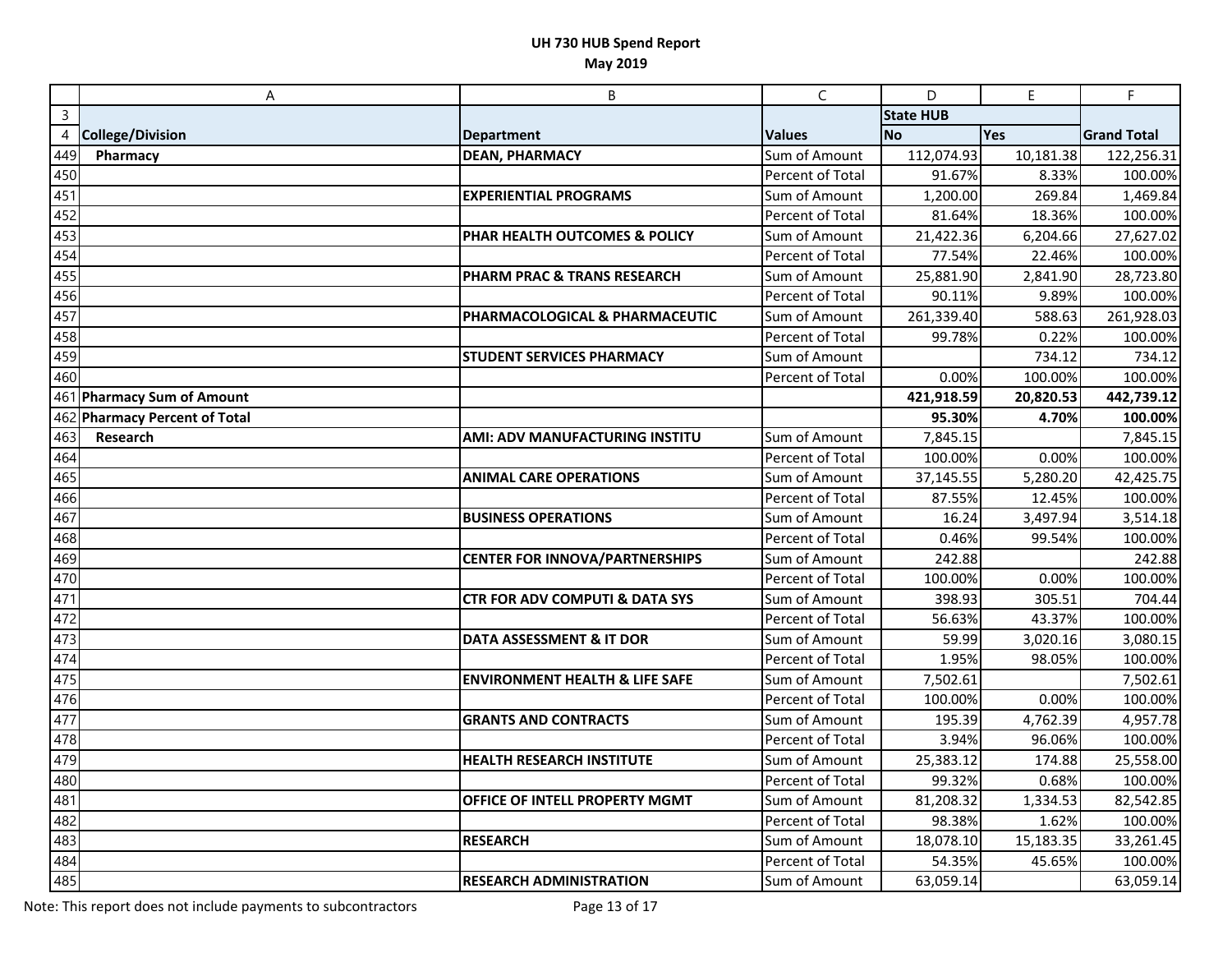# UH 730 HUB Spend Report

## May 2019

| | A | B | C | D | E | F |
|---|---|---|---|---|---|---|
| 3 | | | | State HUB | | |
| 4 | **College/Division** | **Department** | **Values** | **No** | **Yes** | **Grand Total** |
| 449 | **Pharmacy** | **DEAN, PHARMACY** | Sum of Amount | 112,074.93 | 10,181.38 | 122,256.31 |
| 450 | | | Percent of Total | 91.67% | 8.33% | 100.00% |
| 451 | | **EXPERIENTIAL PROGRAMS** | Sum of Amount | 1,200.00 | 269.84 | 1,469.84 |
| 452 | | | Percent of Total | 81.64% | 18.36% | 100.00% |
| 453 | | **PHAR HEALTH OUTCOMES & POLICY** | Sum of Amount | 21,422.36 | 6,204.66 | 27,627.02 |
| 454 | | | Percent of Total | 77.54% | 22.46% | 100.00% |
| 455 | | **PHARM PRAC & TRANS RESEARCH** | Sum of Amount | 25,881.90 | 2,841.90 | 28,723.80 |
| 456 | | | Percent of Total | 90.11% | 9.89% | 100.00% |
| 457 | | **PHARMACOLOGICAL & PHARMACEUTIC** | Sum of Amount | 261,339.40 | 588.63 | 261,928.03 |
| 458 | | | Percent of Total | 99.78% | 0.22% | 100.00% |
| 459 | | **STUDENT SERVICES PHARMACY** | Sum of Amount | | 734.12 | 734.12 |
| 460 | | | Percent of Total | 0.00% | 100.00% | 100.00% |
| 461 | **Pharmacy Sum of Amount** | | | **421,918.59** | **20,820.53** | **442,739.12** |
| 462 | **Pharmacy Percent of Total** | | | **95.30%** | **4.70%** | **100.00%** |
| 463 | **Research** | **AMI: ADV MANUFACTURING INSTITU** | Sum of Amount | 7,845.15 | | 7,845.15 |
| 464 | | | Percent of Total | 100.00% | 0.00% | 100.00% |
| 465 | | **ANIMAL CARE OPERATIONS** | Sum of Amount | 37,145.55 | 5,280.20 | 42,425.75 |
| 466 | | | Percent of Total | 87.55% | 12.45% | 100.00% |
| 467 | | **BUSINESS OPERATIONS** | Sum of Amount | 16.24 | 3,497.94 | 3,514.18 |
| 468 | | | Percent of Total | 0.46% | 99.54% | 100.00% |
| 469 | | **CENTER FOR INNOVA/PARTNERSHIPS** | Sum of Amount | 242.88 | | 242.88 |
| 470 | | | Percent of Total | 100.00% | 0.00% | 100.00% |
| 471 | | **CTR FOR ADV COMPUTI & DATA SYS** | Sum of Amount | 398.93 | 305.51 | 704.44 |
| 472 | | | Percent of Total | 56.63% | 43.37% | 100.00% |
| 473 | | **DATA ASSESSMENT & IT DOR** | Sum of Amount | 59.99 | 3,020.16 | 3,080.15 |
| 474 | | | Percent of Total | 1.95% | 98.05% | 100.00% |
| 475 | | **ENVIRONMENT HEALTH & LIFE SAFE** | Sum of Amount | 7,502.61 | | 7,502.61 |
| 476 | | | Percent of Total | 100.00% | 0.00% | 100.00% |
| 477 | | **GRANTS AND CONTRACTS** | Sum of Amount | 195.39 | 4,762.39 | 4,957.78 |
| 478 | | | Percent of Total | 3.94% | 96.06% | 100.00% |
| 479 | | **HEALTH RESEARCH INSTITUTE** | Sum of Amount | 25,383.12 | 174.88 | 25,558.00 |
| 480 | | | Percent of Total | 99.32% | 0.68% | 100.00% |
| 481 | | **OFFICE OF INTELL PROPERTY MGMT** | Sum of Amount | 81,208.32 | 1,334.53 | 82,542.85 |
| 482 | | | Percent of Total | 98.38% | 1.62% | 100.00% |
| 483 | | **RESEARCH** | Sum of Amount | 18,078.10 | 15,183.35 | 33,261.45 |
| 484 | | | Percent of Total | 54.35% | 45.65% | 100.00% |
| 485 | | **RESEARCH ADMINISTRATION** | Sum of Amount | 63,059.14 | | 63,059.14 |

Note: This report does not include payments to subcontractors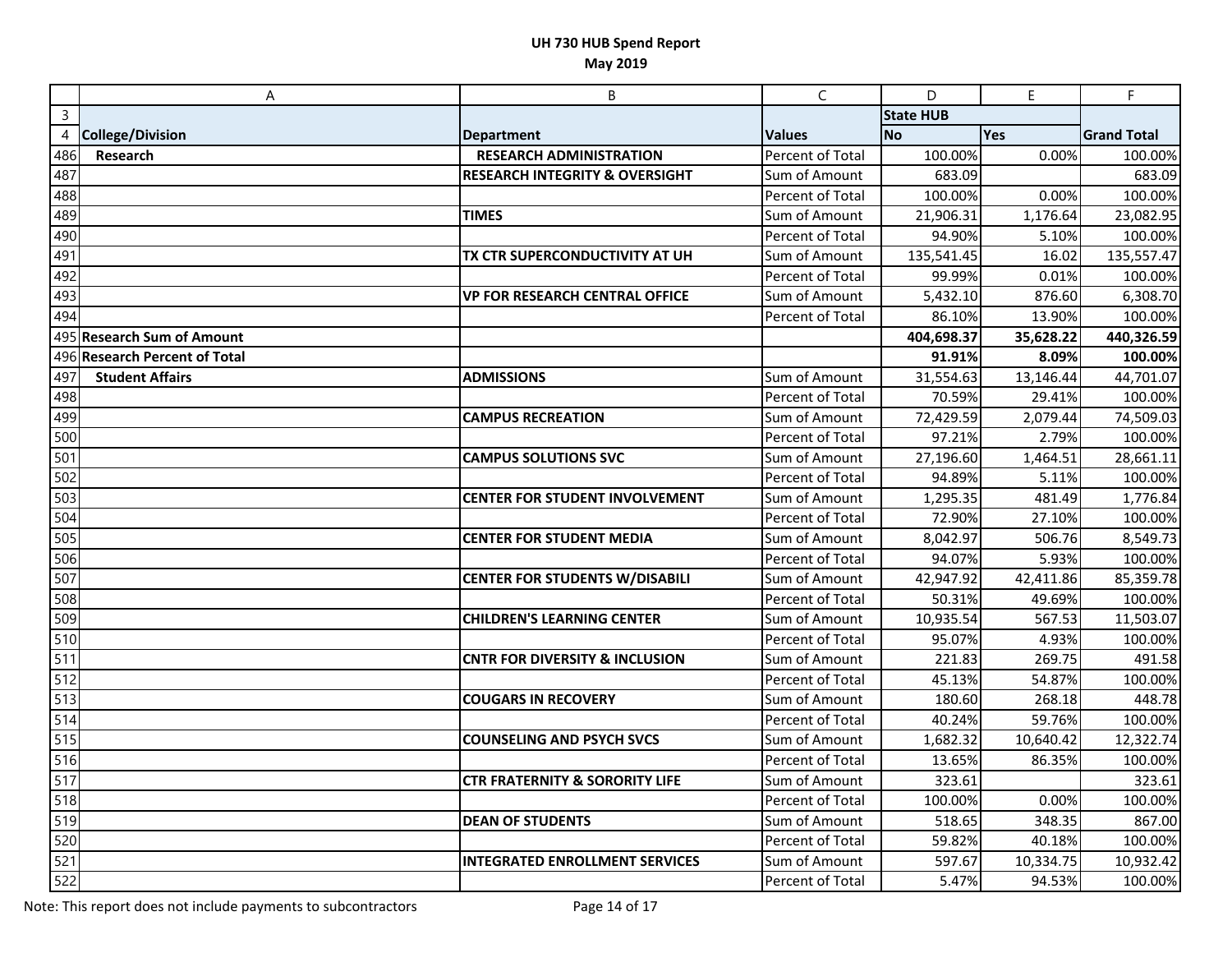# UH 730 HUB Spend Report
## May 2019

| | A | B | C | D | E | F |
|---|---|---|---|---|---|---|
| 3 | | | | State HUB | | |
| 4 | **College/Division** | **Department** | **Values** | **No** | **Yes** | **Grand Total** |
| 486 | **Research** | **RESEARCH ADMINISTRATION** | Percent of Total | 100.00% | 0.00% | 100.00% |
| 487 | | **RESEARCH INTEGRITY & OVERSIGHT** | Sum of Amount | 683.09 | | 683.09 |
| 488 | | | Percent of Total | 100.00% | 0.00% | 100.00% |
| 489 | | **TIMES** | Sum of Amount | 21,906.31 | 1,176.64 | 23,082.95 |
| 490 | | | Percent of Total | 94.90% | 5.10% | 100.00% |
| 491 | | **TX CTR SUPERCONDUCTIVITY AT UH** | Sum of Amount | 135,541.45 | 16.02 | 135,557.47 |
| 492 | | | Percent of Total | 99.99% | 0.01% | 100.00% |
| 493 | | **VP FOR RESEARCH CENTRAL OFFICE** | Sum of Amount | 5,432.10 | 876.60 | 6,308.70 |
| 494 | | | Percent of Total | 86.10% | 13.90% | 100.00% |
| 495 | **Research Sum of Amount** | | | **404,698.37** | **35,628.22** | **440,326.59** |
| 496 | **Research Percent of Total** | | | **91.91%** | **8.09%** | **100.00%** |
| 497 | **Student Affairs** | **ADMISSIONS** | Sum of Amount | 31,554.63 | 13,146.44 | 44,701.07 |
| 498 | | | Percent of Total | 70.59% | 29.41% | 100.00% |
| 499 | | **CAMPUS RECREATION** | Sum of Amount | 72,429.59 | 2,079.44 | 74,509.03 |
| 500 | | | Percent of Total | 97.21% | 2.79% | 100.00% |
| 501 | | **CAMPUS SOLUTIONS SVC** | Sum of Amount | 27,196.60 | 1,464.51 | 28,661.11 |
| 502 | | | Percent of Total | 94.89% | 5.11% | 100.00% |
| 503 | | **CENTER FOR STUDENT INVOLVEMENT** | Sum of Amount | 1,295.35 | 481.49 | 1,776.84 |
| 504 | | | Percent of Total | 72.90% | 27.10% | 100.00% |
| 505 | | **CENTER FOR STUDENT MEDIA** | Sum of Amount | 8,042.97 | 506.76 | 8,549.73 |
| 506 | | | Percent of Total | 94.07% | 5.93% | 100.00% |
| 507 | | **CENTER FOR STUDENTS W/DISABILI** | Sum of Amount | 42,947.92 | 42,411.86 | 85,359.78 |
| 508 | | | Percent of Total | 50.31% | 49.69% | 100.00% |
| 509 | | **CHILDREN'S LEARNING CENTER** | Sum of Amount | 10,935.54 | 567.53 | 11,503.07 |
| 510 | | | Percent of Total | 95.07% | 4.93% | 100.00% |
| 511 | | **CNTR FOR DIVERSITY & INCLUSION** | Sum of Amount | 221.83 | 269.75 | 491.58 |
| 512 | | | Percent of Total | 45.13% | 54.87% | 100.00% |
| 513 | | **COUGARS IN RECOVERY** | Sum of Amount | 180.60 | 268.18 | 448.78 |
| 514 | | | Percent of Total | 40.24% | 59.76% | 100.00% |
| 515 | | **COUNSELING AND PSYCH SVCS** | Sum of Amount | 1,682.32 | 10,640.42 | 12,322.74 |
| 516 | | | Percent of Total | 13.65% | 86.35% | 100.00% |
| 517 | | **CTR FRATERNITY & SORORITY LIFE** | Sum of Amount | 323.61 | | 323.61 |
| 518 | | | Percent of Total | 100.00% | 0.00% | 100.00% |
| 519 | | **DEAN OF STUDENTS** | Sum of Amount | 518.65 | 348.35 | 867.00 |
| 520 | | | Percent of Total | 59.82% | 40.18% | 100.00% |
| 521 | | **INTEGRATED ENROLLMENT SERVICES** | Sum of Amount | 597.67 | 10,334.75 | 10,932.42 |
| 522 | | | Percent of Total | 5.47% | 94.53% | 100.00% |

Note: This report does not include payments to subcontractors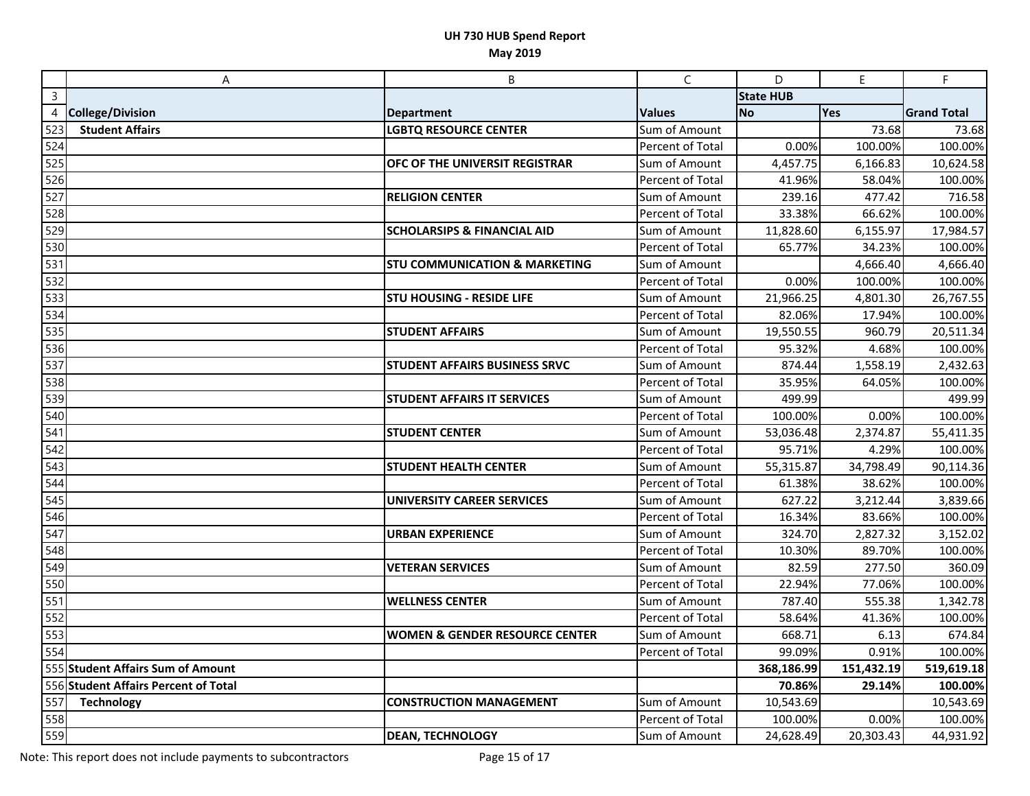**UH 730 HUB Spend Report**
**May 2019**

| | A | B | C | D | E | F |
|---|---|---|---|---|---|---|
| 3 | | | | State HUB | | |
| 4 | **College/Division** | **Department** | **Values** | **No** | **Yes** | **Grand Total** |
| 523 | **Student Affairs** | **LGBTQ RESOURCE CENTER** | Sum of Amount | | 73.68 | 73.68 |
| 524 | | | Percent of Total | 0.00% | 100.00% | 100.00% |
| 525 | | **OFC OF THE UNIVERSIT REGISTRAR** | Sum of Amount | 4,457.75 | 6,166.83 | 10,624.58 |
| 526 | | | Percent of Total | 41.96% | 58.04% | 100.00% |
| 527 | | **RELIGION CENTER** | Sum of Amount | 239.16 | 477.42 | 716.58 |
| 528 | | | Percent of Total | 33.38% | 66.62% | 100.00% |
| 529 | | **SCHOLARSIPS & FINANCIAL AID** | Sum of Amount | 11,828.60 | 6,155.97 | 17,984.57 |
| 530 | | | Percent of Total | 65.77% | 34.23% | 100.00% |
| 531 | | **STU COMMUNICATION & MARKETING** | Sum of Amount | | 4,666.40 | 4,666.40 |
| 532 | | | Percent of Total | 0.00% | 100.00% | 100.00% |
| 533 | | **STU HOUSING - RESIDE LIFE** | Sum of Amount | 21,966.25 | 4,801.30 | 26,767.55 |
| 534 | | | Percent of Total | 82.06% | 17.94% | 100.00% |
| 535 | | **STUDENT AFFAIRS** | Sum of Amount | 19,550.55 | 960.79 | 20,511.34 |
| 536 | | | Percent of Total | 95.32% | 4.68% | 100.00% |
| 537 | | **STUDENT AFFAIRS BUSINESS SRVC** | Sum of Amount | 874.44 | 1,558.19 | 2,432.63 |
| 538 | | | Percent of Total | 35.95% | 64.05% | 100.00% |
| 539 | | **STUDENT AFFAIRS IT SERVICES** | Sum of Amount | 499.99 | | 499.99 |
| 540 | | | Percent of Total | 100.00% | 0.00% | 100.00% |
| 541 | | **STUDENT CENTER** | Sum of Amount | 53,036.48 | 2,374.87 | 55,411.35 |
| 542 | | | Percent of Total | 95.71% | 4.29% | 100.00% |
| 543 | | **STUDENT HEALTH CENTER** | Sum of Amount | 55,315.87 | 34,798.49 | 90,114.36 |
| 544 | | | Percent of Total | 61.38% | 38.62% | 100.00% |
| 545 | | **UNIVERSITY CAREER SERVICES** | Sum of Amount | 627.22 | 3,212.44 | 3,839.66 |
| 546 | | | Percent of Total | 16.34% | 83.66% | 100.00% |
| 547 | | **URBAN EXPERIENCE** | Sum of Amount | 324.70 | 2,827.32 | 3,152.02 |
| 548 | | | Percent of Total | 10.30% | 89.70% | 100.00% |
| 549 | | **VETERAN SERVICES** | Sum of Amount | 82.59 | 277.50 | 360.09 |
| 550 | | | Percent of Total | 22.94% | 77.06% | 100.00% |
| 551 | | **WELLNESS CENTER** | Sum of Amount | 787.40 | 555.38 | 1,342.78 |
| 552 | | | Percent of Total | 58.64% | 41.36% | 100.00% |
| 553 | | **WOMEN & GENDER RESOURCE CENTER** | Sum of Amount | 668.71 | 6.13 | 674.84 |
| 554 | | | Percent of Total | 99.09% | 0.91% | 100.00% |
| 555 | **Student Affairs Sum of Amount** | | | **368,186.99** | **151,432.19** | **519,619.18** |
| 556 | **Student Affairs Percent of Total** | | | **70.86%** | **29.14%** | **100.00%** |
| 557 | **Technology** | **CONSTRUCTION MANAGEMENT** | Sum of Amount | 10,543.69 | | 10,543.69 |
| 558 | | | Percent of Total | 100.00% | 0.00% | 100.00% |
| 559 | | **DEAN, TECHNOLOGY** | Sum of Amount | 24,628.49 | 20,303.43 | 44,931.92 |

Note: This report does not include payments to subcontractors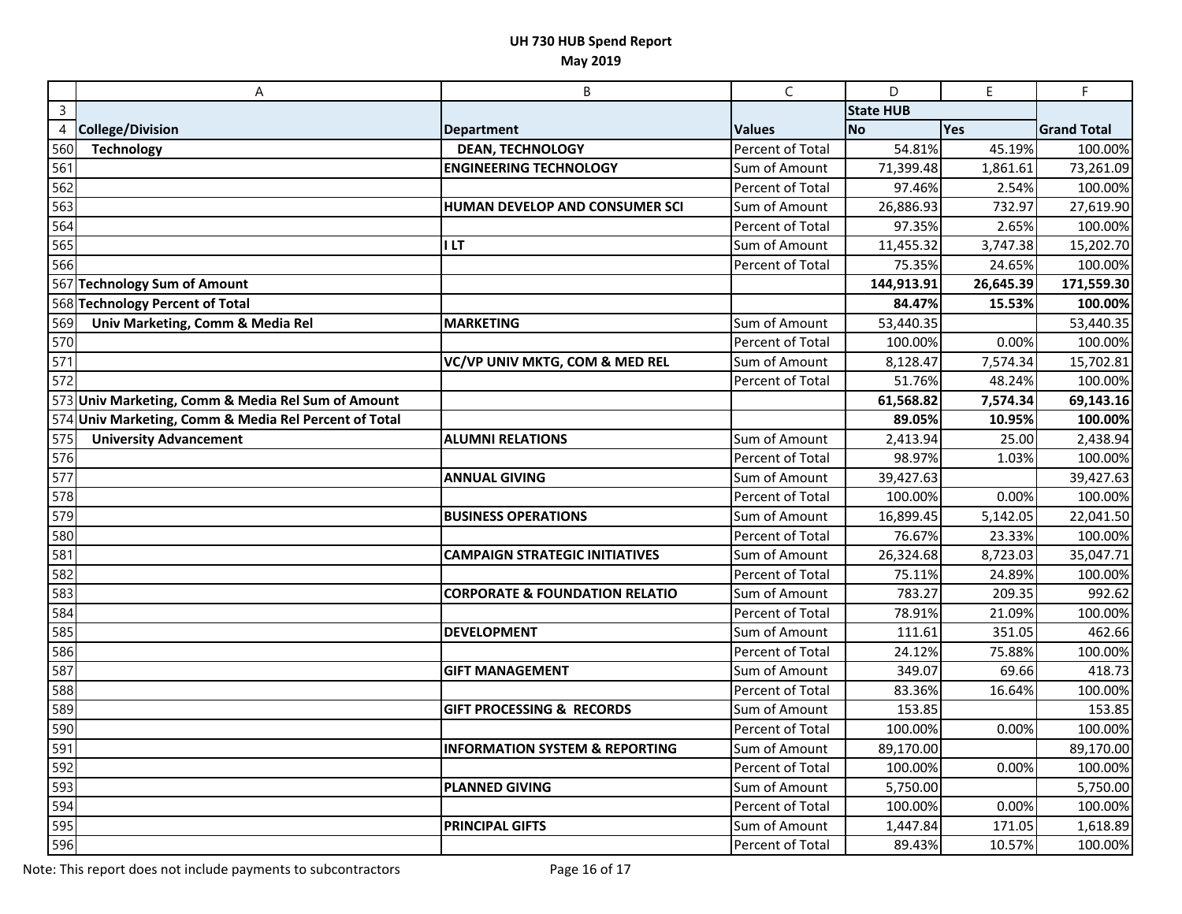# UH 730 HUB Spend Report

## May 2019

| | A | B | C | D | E | F |
|---|---|---|---|---|---|---|
| 3 | | | | State HUB | | |
| 4 | **College/Division** | **Department** | **Values** | **No** | **Yes** | **Grand Total** |
| 560 | **Technology** | **DEAN, TECHNOLOGY** | Percent of Total | 54.81% | 45.19% | 100.00% |
| 561 | | **ENGINEERING TECHNOLOGY** | Sum of Amount | 71,399.48 | 1,861.61 | 73,261.09 |
| 562 | | | Percent of Total | 97.46% | 2.54% | 100.00% |
| 563 | | **HUMAN DEVELOP AND CONSUMER SCI** | Sum of Amount | 26,886.93 | 732.97 | 27,619.90 |
| 564 | | | Percent of Total | 97.35% | 2.65% | 100.00% |
| 565 | | **I LT** | Sum of Amount | 11,455.32 | 3,747.38 | 15,202.70 |
| 566 | | | Percent of Total | 75.35% | 24.65% | 100.00% |
| 567 | **Technology Sum of Amount** | | | **144,913.91** | **26,645.39** | **171,559.30** |
| 568 | **Technology Percent of Total** | | | **84.47%** | **15.53%** | **100.00%** |
| 569 | **Univ Marketing, Comm & Media Rel** | **MARKETING** | Sum of Amount | 53,440.35 | | 53,440.35 |
| 570 | | | Percent of Total | 100.00% | 0.00% | 100.00% |
| 571 | | **VC/VP UNIV MKTG, COM & MED REL** | Sum of Amount | 8,128.47 | 7,574.34 | 15,702.81 |
| 572 | | | Percent of Total | 51.76% | 48.24% | 100.00% |
| 573 | **Univ Marketing, Comm & Media Rel Sum of Amount** | | | **61,568.82** | **7,574.34** | **69,143.16** |
| 574 | **Univ Marketing, Comm & Media Rel Percent of Total** | | | **89.05%** | **10.95%** | **100.00%** |
| 575 | **University Advancement** | **ALUMNI RELATIONS** | Sum of Amount | 2,413.94 | 25.00 | 2,438.94 |
| 576 | | | Percent of Total | 98.97% | 1.03% | 100.00% |
| 577 | | **ANNUAL GIVING** | Sum of Amount | 39,427.63 | | 39,427.63 |
| 578 | | | Percent of Total | 100.00% | 0.00% | 100.00% |
| 579 | | **BUSINESS OPERATIONS** | Sum of Amount | 16,899.45 | 5,142.05 | 22,041.50 |
| 580 | | | Percent of Total | 76.67% | 23.33% | 100.00% |
| 581 | | **CAMPAIGN STRATEGIC INITIATIVES** | Sum of Amount | 26,324.68 | 8,723.03 | 35,047.71 |
| 582 | | | Percent of Total | 75.11% | 24.89% | 100.00% |
| 583 | | **CORPORATE & FOUNDATION RELATIO** | Sum of Amount | 783.27 | 209.35 | 992.62 |
| 584 | | | Percent of Total | 78.91% | 21.09% | 100.00% |
| 585 | | **DEVELOPMENT** | Sum of Amount | 111.61 | 351.05 | 462.66 |
| 586 | | | Percent of Total | 24.12% | 75.88% | 100.00% |
| 587 | | **GIFT MANAGEMENT** | Sum of Amount | 349.07 | 69.66 | 418.73 |
| 588 | | | Percent of Total | 83.36% | 16.64% | 100.00% |
| 589 | | **GIFT PROCESSING & RECORDS** | Sum of Amount | 153.85 | | 153.85 |
| 590 | | | Percent of Total | 100.00% | 0.00% | 100.00% |
| 591 | | **INFORMATION SYSTEM & REPORTING** | Sum of Amount | 89,170.00 | | 89,170.00 |
| 592 | | | Percent of Total | 100.00% | 0.00% | 100.00% |
| 593 | | **PLANNED GIVING** | Sum of Amount | 5,750.00 | | 5,750.00 |
| 594 | | | Percent of Total | 100.00% | 0.00% | 100.00% |
| 595 | | **PRINCIPAL GIFTS** | Sum of Amount | 1,447.84 | 171.05 | 1,618.89 |
| 596 | | | Percent of Total | 89.43% | 10.57% | 100.00% |

Note: This report does not include payments to subcontractors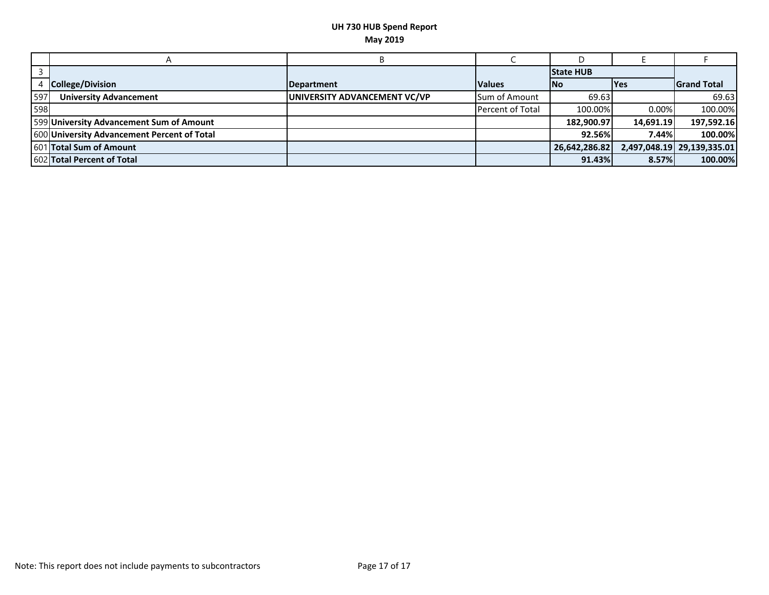**UH 730 HUB Spend Report**

**May 2019**

| | A | B | C | D | E | F |
|---|---|---|---|---|---|---|
| 3 | | | | **State HUB** | | |
| 4 | **College/Division** | **Department** | **Values** | **No** | **Yes** | **Grand Total** |
| 597 | **University Advancement** | **UNIVERSITY ADVANCEMENT VC/VP** | Sum of Amount | 69.63 | | 69.63 |
| 598 | | | Percent of Total | 100.00% | 0.00% | 100.00% |
| 599 | **University Advancement Sum of Amount** | | | **182,900.97** | **14,691.19** | **197,592.16** |
| 600 | **University Advancement Percent of Total** | | | **92.56%** | **7.44%** | **100.00%** |
| 601 | **Total Sum of Amount** | | | **26,642,286.82** | **2,497,048.19** | **29,139,335.01** |
| 602 | **Total Percent of Total** | | | **91.43%** | **8.57%** | **100.00%** |

Note: This report does not include payments to subcontractors